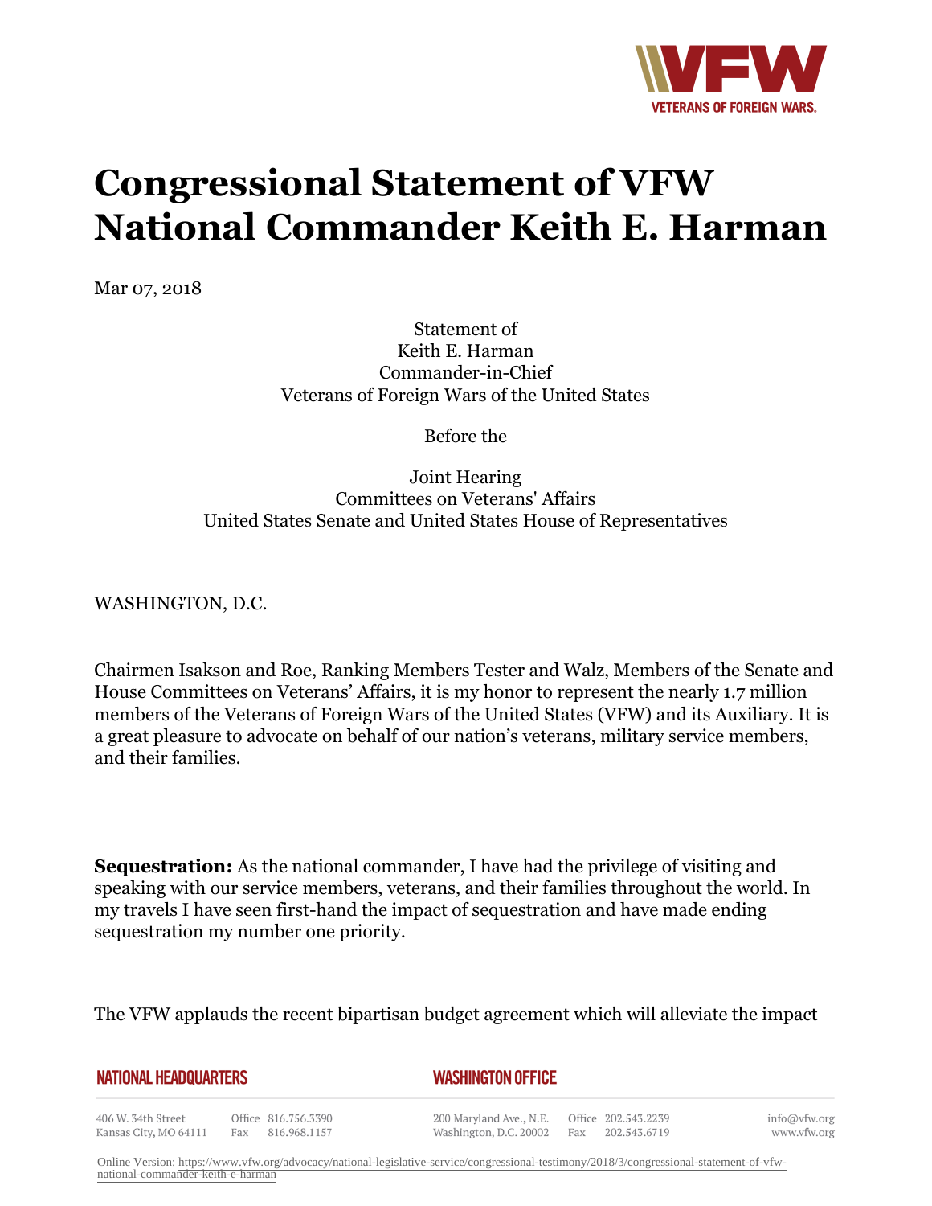# Congressional Statement of VFW National Commander Keith E. Harman

Mar 07, 2018

Statement of  
Keith E. Harman  
Commander-in-Chief  
Veterans of Foreign Wars of the United States

Before the

Joint Hearing  
Committees on Veterans' Affairs  
United States Senate and United States House of Representatives

WASHINGTON, D.C.

Chairmen Isakson and Roe, Ranking Members Tester and Walz, Members of the Senate and House Committees on Veterans' Affairs, it is my honor to represent the nearly 1.7 million members of the Veterans of Foreign Wars of the United States (VFW) and its Auxiliary. It is a great pleasure to advocate on behalf of our nation's veterans, military service members, and their families.

**Sequestration:** As the national commander, I have had the privilege of visiting and speaking with our service members, veterans, and their families throughout the world. In my travels I have seen first-hand the impact of sequestration and have made ending sequestration my number one priority.

The VFW applauds the recent bipartisan budget agreement which will alleviate the impact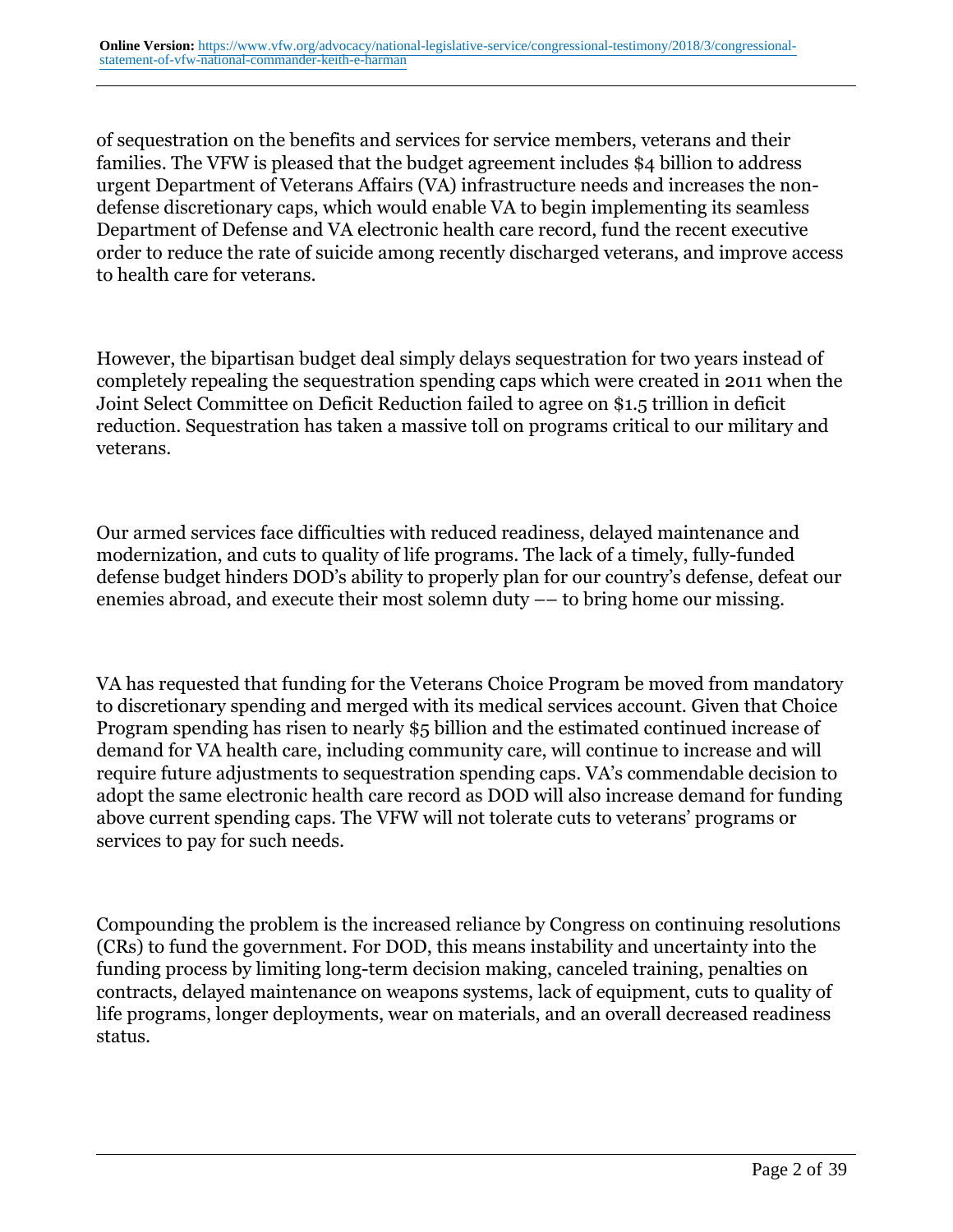of sequestration on the benefits and services for service members, veterans and their families. The VFW is pleased that the budget agreement includes $4 billion to address urgent Department of Veterans Affairs (VA) infrastructure needs and increases the non-defense discretionary caps, which would enable VA to begin implementing its seamless Department of Defense and VA electronic health care record, fund the recent executive order to reduce the rate of suicide among recently discharged veterans, and improve access to health care for veterans.

However, the bipartisan budget deal simply delays sequestration for two years instead of completely repealing the sequestration spending caps which were created in 2011 when the Joint Select Committee on Deficit Reduction failed to agree on $1.5 trillion in deficit reduction. Sequestration has taken a massive toll on programs critical to our military and veterans.

Our armed services face difficulties with reduced readiness, delayed maintenance and modernization, and cuts to quality of life programs. The lack of a timely, fully-funded defense budget hinders DOD's ability to properly plan for our country's defense, defeat our enemies abroad, and execute their most solemn duty –– to bring home our missing.

VA has requested that funding for the Veterans Choice Program be moved from mandatory to discretionary spending and merged with its medical services account. Given that Choice Program spending has risen to nearly $5 billion and the estimated continued increase of demand for VA health care, including community care, will continue to increase and will require future adjustments to sequestration spending caps. VA's commendable decision to adopt the same electronic health care record as DOD will also increase demand for funding above current spending caps. The VFW will not tolerate cuts to veterans' programs or services to pay for such needs.

Compounding the problem is the increased reliance by Congress on continuing resolutions (CRs) to fund the government. For DOD, this means instability and uncertainty into the funding process by limiting long-term decision making, canceled training, penalties on contracts, delayed maintenance on weapons systems, lack of equipment, cuts to quality of life programs, longer deployments, wear on materials, and an overall decreased readiness status.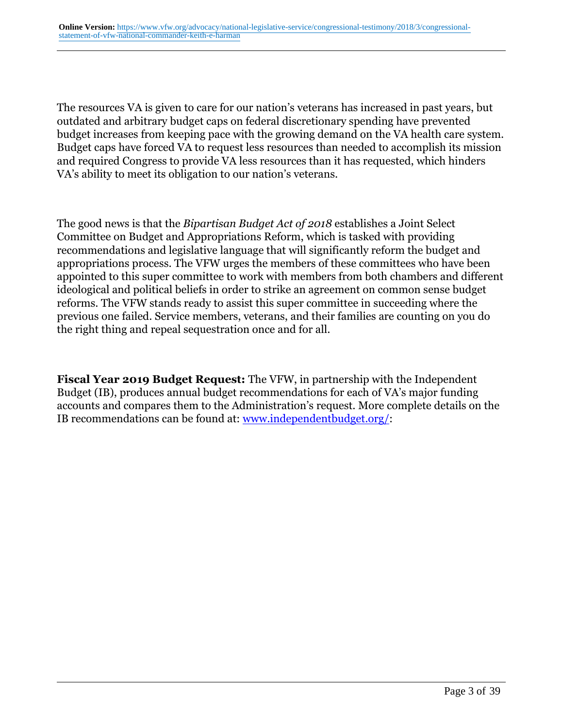The resources VA is given to care for our nation's veterans has increased in past years, but outdated and arbitrary budget caps on federal discretionary spending have prevented budget increases from keeping pace with the growing demand on the VA health care system. Budget caps have forced VA to request less resources than needed to accomplish its mission and required Congress to provide VA less resources than it has requested, which hinders VA's ability to meet its obligation to our nation's veterans.

The good news is that the *Bipartisan Budget Act of 2018* establishes a Joint Select Committee on Budget and Appropriations Reform, which is tasked with providing recommendations and legislative language that will significantly reform the budget and appropriations process. The VFW urges the members of these committees who have been appointed to this super committee to work with members from both chambers and different ideological and political beliefs in order to strike an agreement on common sense budget reforms. The VFW stands ready to assist this super committee in succeeding where the previous one failed. Service members, veterans, and their families are counting on you do the right thing and repeal sequestration once and for all.

**Fiscal Year 2019 Budget Request:** The VFW, in partnership with the Independent Budget (IB), produces annual budget recommendations for each of VA's major funding accounts and compares them to the Administration's request. More complete details on the IB recommendations can be found at: [www.independentbudget.org/](http://www.independentbudget.org/):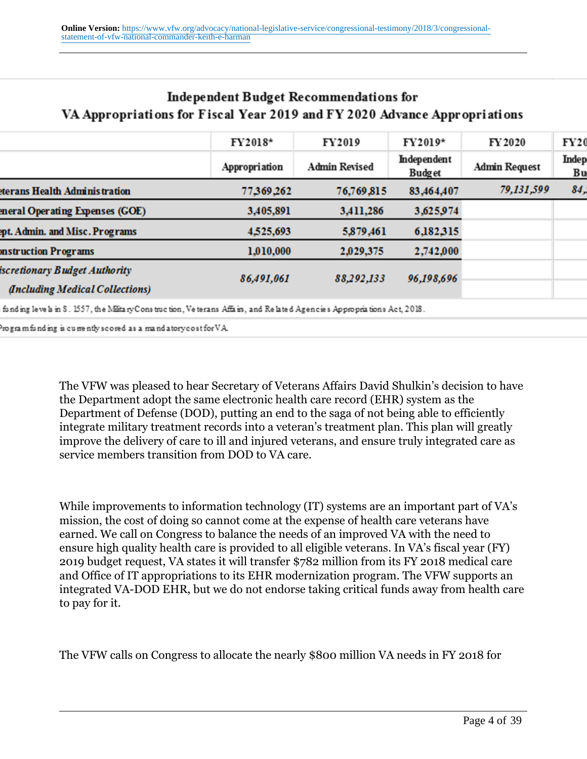Online Version: https://www.vfw.org/advocacy/national-legislative-service/congressional-testimony/2018/3/congressional-statement-of-vfw-national-commander-keith-e-harman

**Independent Budget Recommendations for VA Appropriations for Fiscal Year 2019 and FY 2020 Advance Appropriations**

| | FY2018* | FY2019 | FY2019* | FY 2020 | FY20 |
|---|---|---|---|---|---|
| | Appropriation | Admin Revised | Independent Budget | Admin Request | Indep Bu |
| eterans Health Administration | 77,369,262 | 76,769,815 | 83,464,407 | *79,131,599* | *84,* |
| eneral Operating Expenses (GOE) | 3,405,891 | 3,411,286 | 3,625,974 | | |
| ept. Admin. and Misc. Programs | 4,525,693 | 5,879,461 | 6,182,315 | | |
| onstruction Programs | 1,010,000 | 2,029,375 | 2,742,000 | | |
| *iscretionary Budget Authority (Including Medical Collections)* | *86,491,061* | *88,292,133* | *96,198,696* | | |

funding levels in S. 1557, the Military Construction, Veterans Affairs, and Related Agencies Appropriations Act, 2018.

Program funding is currently scored as a mandatory cost for VA.

The VFW was pleased to hear Secretary of Veterans Affairs David Shulkin's decision to have the Department adopt the same electronic health care record (EHR) system as the Department of Defense (DOD), putting an end to the saga of not being able to efficiently integrate military treatment records into a veteran's treatment plan. This plan will greatly improve the delivery of care to ill and injured veterans, and ensure truly integrated care as service members transition from DOD to VA care.

While improvements to information technology (IT) systems are an important part of VA's mission, the cost of doing so cannot come at the expense of health care veterans have earned. We call on Congress to balance the needs of an improved VA with the need to ensure high quality health care is provided to all eligible veterans. In VA's fiscal year (FY) 2019 budget request, VA states it will transfer $782 million from its FY 2018 medical care and Office of IT appropriations to its EHR modernization program. The VFW supports an integrated VA-DOD EHR, but we do not endorse taking critical funds away from health care to pay for it.

The VFW calls on Congress to allocate the nearly $800 million VA needs in FY 2018 for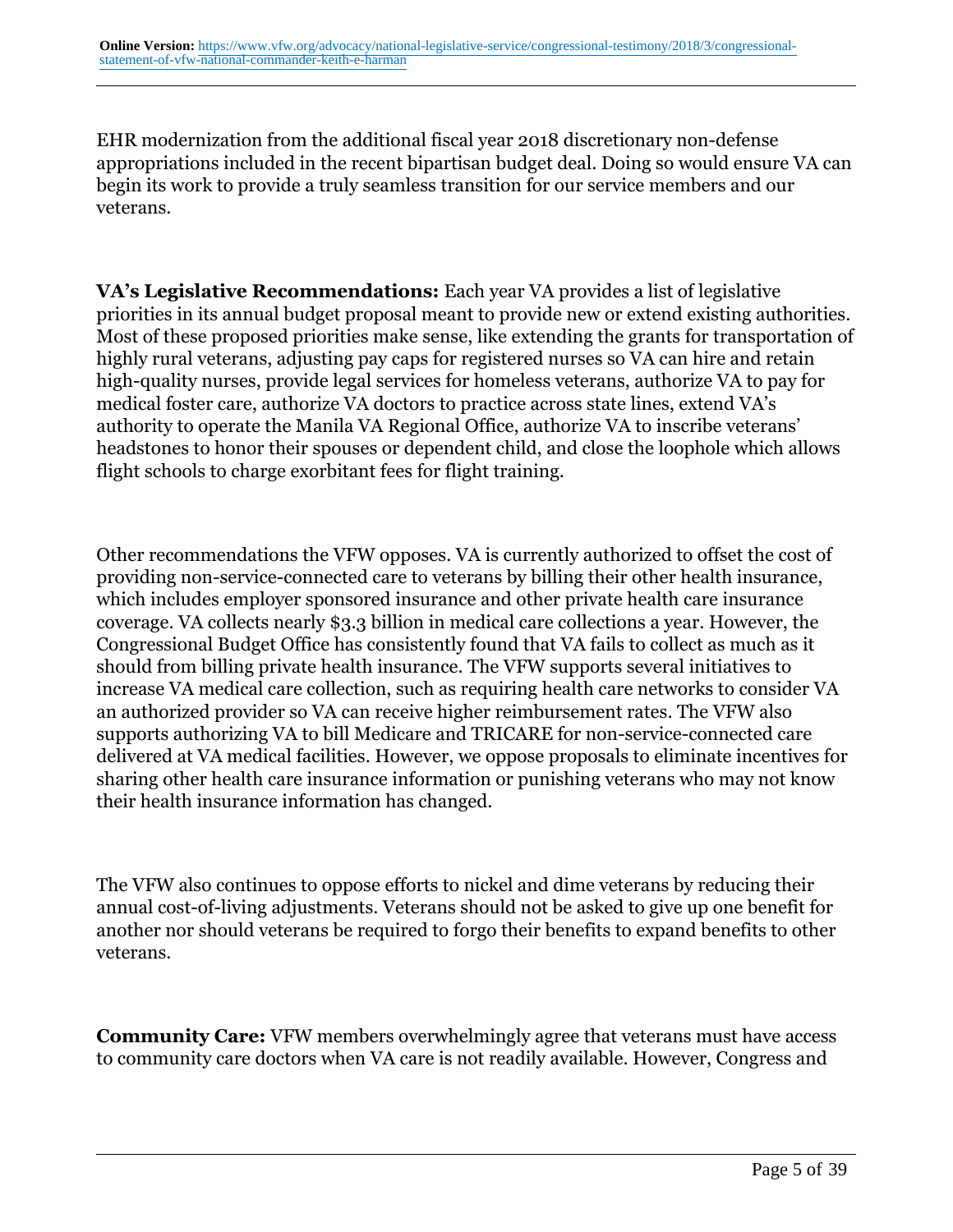EHR modernization from the additional fiscal year 2018 discretionary non-defense appropriations included in the recent bipartisan budget deal. Doing so would ensure VA can begin its work to provide a truly seamless transition for our service members and our veterans.

**VA's Legislative Recommendations:** Each year VA provides a list of legislative priorities in its annual budget proposal meant to provide new or extend existing authorities. Most of these proposed priorities make sense, like extending the grants for transportation of highly rural veterans, adjusting pay caps for registered nurses so VA can hire and retain high-quality nurses, provide legal services for homeless veterans, authorize VA to pay for medical foster care, authorize VA doctors to practice across state lines, extend VA's authority to operate the Manila VA Regional Office, authorize VA to inscribe veterans' headstones to honor their spouses or dependent child, and close the loophole which allows flight schools to charge exorbitant fees for flight training.

Other recommendations the VFW opposes. VA is currently authorized to offset the cost of providing non-service-connected care to veterans by billing their other health insurance, which includes employer sponsored insurance and other private health care insurance coverage. VA collects nearly $3.3 billion in medical care collections a year. However, the Congressional Budget Office has consistently found that VA fails to collect as much as it should from billing private health insurance. The VFW supports several initiatives to increase VA medical care collection, such as requiring health care networks to consider VA an authorized provider so VA can receive higher reimbursement rates. The VFW also supports authorizing VA to bill Medicare and TRICARE for non-service-connected care delivered at VA medical facilities. However, we oppose proposals to eliminate incentives for sharing other health care insurance information or punishing veterans who may not know their health insurance information has changed.

The VFW also continues to oppose efforts to nickel and dime veterans by reducing their annual cost-of-living adjustments. Veterans should not be asked to give up one benefit for another nor should veterans be required to forgo their benefits to expand benefits to other veterans.

**Community Care:** VFW members overwhelmingly agree that veterans must have access to community care doctors when VA care is not readily available. However, Congress and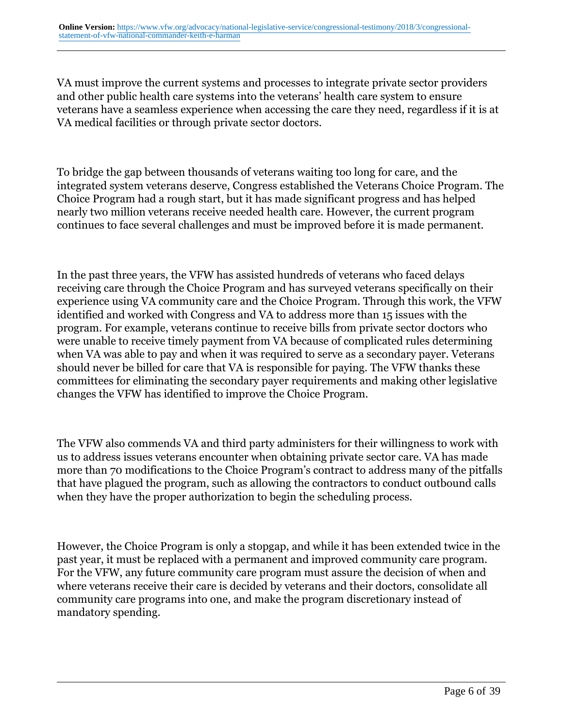VA must improve the current systems and processes to integrate private sector providers and other public health care systems into the veterans' health care system to ensure veterans have a seamless experience when accessing the care they need, regardless if it is at VA medical facilities or through private sector doctors.

To bridge the gap between thousands of veterans waiting too long for care, and the integrated system veterans deserve, Congress established the Veterans Choice Program. The Choice Program had a rough start, but it has made significant progress and has helped nearly two million veterans receive needed health care. However, the current program continues to face several challenges and must be improved before it is made permanent.

In the past three years, the VFW has assisted hundreds of veterans who faced delays receiving care through the Choice Program and has surveyed veterans specifically on their experience using VA community care and the Choice Program. Through this work, the VFW identified and worked with Congress and VA to address more than 15 issues with the program. For example, veterans continue to receive bills from private sector doctors who were unable to receive timely payment from VA because of complicated rules determining when VA was able to pay and when it was required to serve as a secondary payer. Veterans should never be billed for care that VA is responsible for paying. The VFW thanks these committees for eliminating the secondary payer requirements and making other legislative changes the VFW has identified to improve the Choice Program.

The VFW also commends VA and third party administers for their willingness to work with us to address issues veterans encounter when obtaining private sector care. VA has made more than 70 modifications to the Choice Program's contract to address many of the pitfalls that have plagued the program, such as allowing the contractors to conduct outbound calls when they have the proper authorization to begin the scheduling process.

However, the Choice Program is only a stopgap, and while it has been extended twice in the past year, it must be replaced with a permanent and improved community care program. For the VFW, any future community care program must assure the decision of when and where veterans receive their care is decided by veterans and their doctors, consolidate all community care programs into one, and make the program discretionary instead of mandatory spending.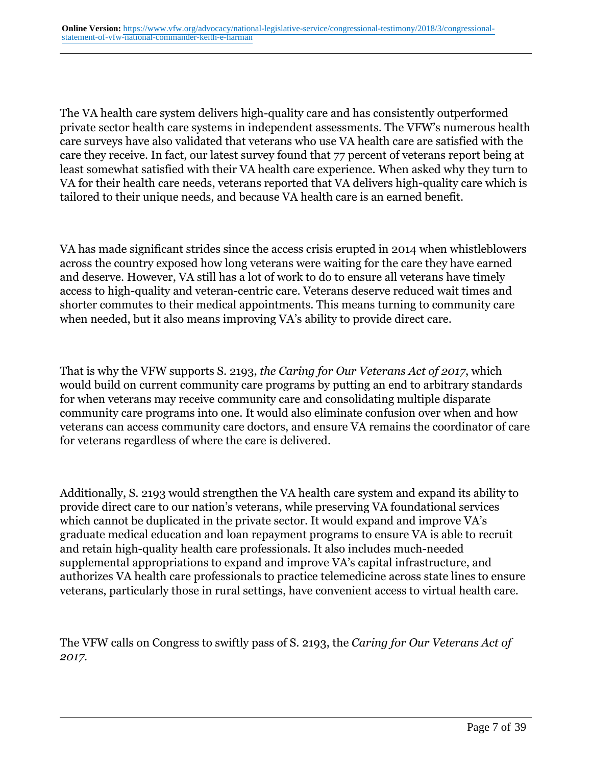The VA health care system delivers high-quality care and has consistently outperformed private sector health care systems in independent assessments. The VFW's numerous health care surveys have also validated that veterans who use VA health care are satisfied with the care they receive. In fact, our latest survey found that 77 percent of veterans report being at least somewhat satisfied with their VA health care experience. When asked why they turn to VA for their health care needs, veterans reported that VA delivers high-quality care which is tailored to their unique needs, and because VA health care is an earned benefit.

VA has made significant strides since the access crisis erupted in 2014 when whistleblowers across the country exposed how long veterans were waiting for the care they have earned and deserve. However, VA still has a lot of work to do to ensure all veterans have timely access to high-quality and veteran-centric care. Veterans deserve reduced wait times and shorter commutes to their medical appointments. This means turning to community care when needed, but it also means improving VA's ability to provide direct care.

That is why the VFW supports S. 2193, *the Caring for Our Veterans Act of 2017*, which would build on current community care programs by putting an end to arbitrary standards for when veterans may receive community care and consolidating multiple disparate community care programs into one. It would also eliminate confusion over when and how veterans can access community care doctors, and ensure VA remains the coordinator of care for veterans regardless of where the care is delivered.

Additionally, S. 2193 would strengthen the VA health care system and expand its ability to provide direct care to our nation's veterans, while preserving VA foundational services which cannot be duplicated in the private sector. It would expand and improve VA's graduate medical education and loan repayment programs to ensure VA is able to recruit and retain high-quality health care professionals. It also includes much-needed supplemental appropriations to expand and improve VA's capital infrastructure, and authorizes VA health care professionals to practice telemedicine across state lines to ensure veterans, particularly those in rural settings, have convenient access to virtual health care.

The VFW calls on Congress to swiftly pass of S. 2193, the *Caring for Our Veterans Act of 2017*.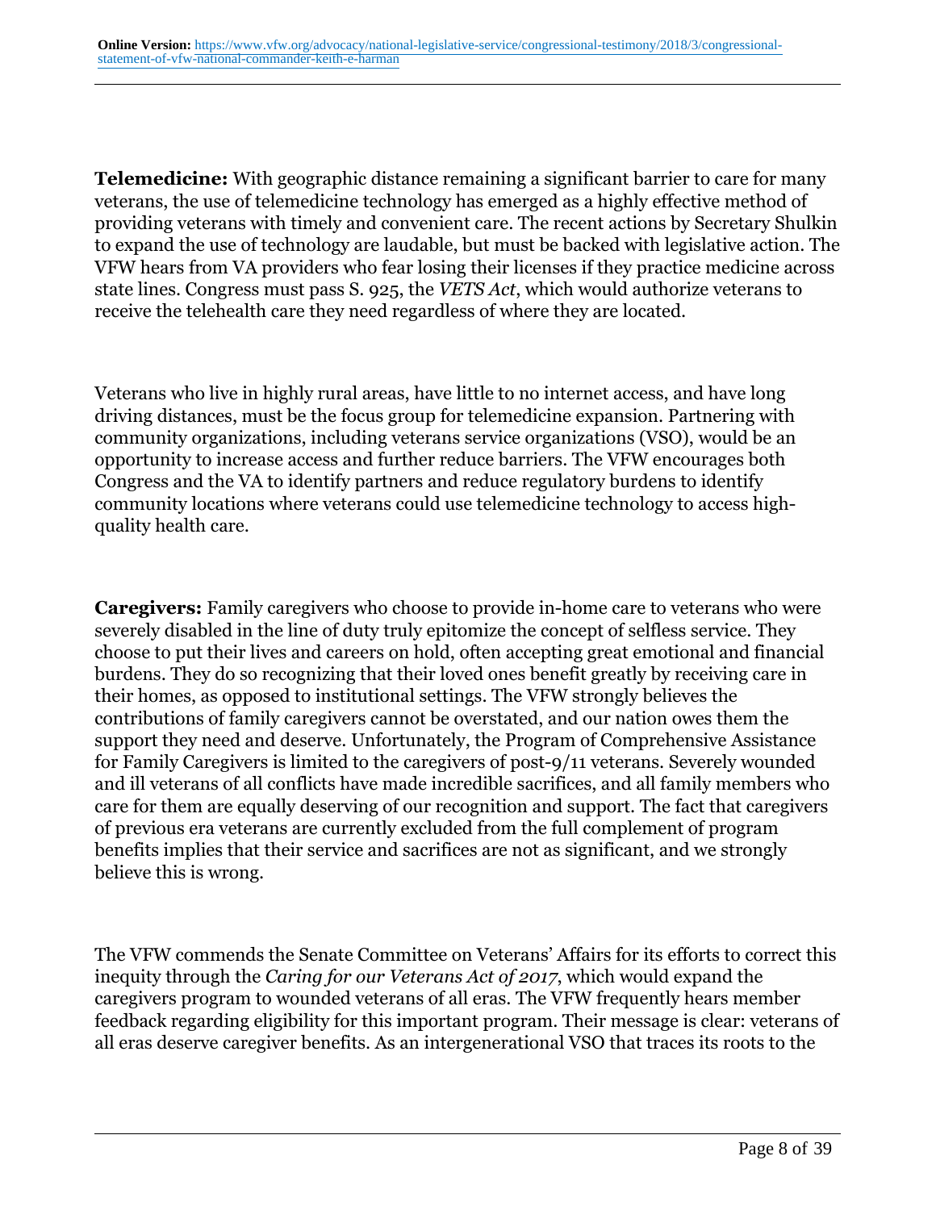**Telemedicine:** With geographic distance remaining a significant barrier to care for many veterans, the use of telemedicine technology has emerged as a highly effective method of providing veterans with timely and convenient care. The recent actions by Secretary Shulkin to expand the use of technology are laudable, but must be backed with legislative action. The VFW hears from VA providers who fear losing their licenses if they practice medicine across state lines. Congress must pass S. 925, the *VETS Act*, which would authorize veterans to receive the telehealth care they need regardless of where they are located.

Veterans who live in highly rural areas, have little to no internet access, and have long driving distances, must be the focus group for telemedicine expansion. Partnering with community organizations, including veterans service organizations (VSO), would be an opportunity to increase access and further reduce barriers. The VFW encourages both Congress and the VA to identify partners and reduce regulatory burdens to identify community locations where veterans could use telemedicine technology to access high-quality health care.

**Caregivers:** Family caregivers who choose to provide in-home care to veterans who were severely disabled in the line of duty truly epitomize the concept of selfless service. They choose to put their lives and careers on hold, often accepting great emotional and financial burdens. They do so recognizing that their loved ones benefit greatly by receiving care in their homes, as opposed to institutional settings. The VFW strongly believes the contributions of family caregivers cannot be overstated, and our nation owes them the support they need and deserve. Unfortunately, the Program of Comprehensive Assistance for Family Caregivers is limited to the caregivers of post-9/11 veterans. Severely wounded and ill veterans of all conflicts have made incredible sacrifices, and all family members who care for them are equally deserving of our recognition and support. The fact that caregivers of previous era veterans are currently excluded from the full complement of program benefits implies that their service and sacrifices are not as significant, and we strongly believe this is wrong.

The VFW commends the Senate Committee on Veterans' Affairs for its efforts to correct this inequity through the *Caring for our Veterans Act of 2017*, which would expand the caregivers program to wounded veterans of all eras. The VFW frequently hears member feedback regarding eligibility for this important program. Their message is clear: veterans of all eras deserve caregiver benefits. As an intergenerational VSO that traces its roots to the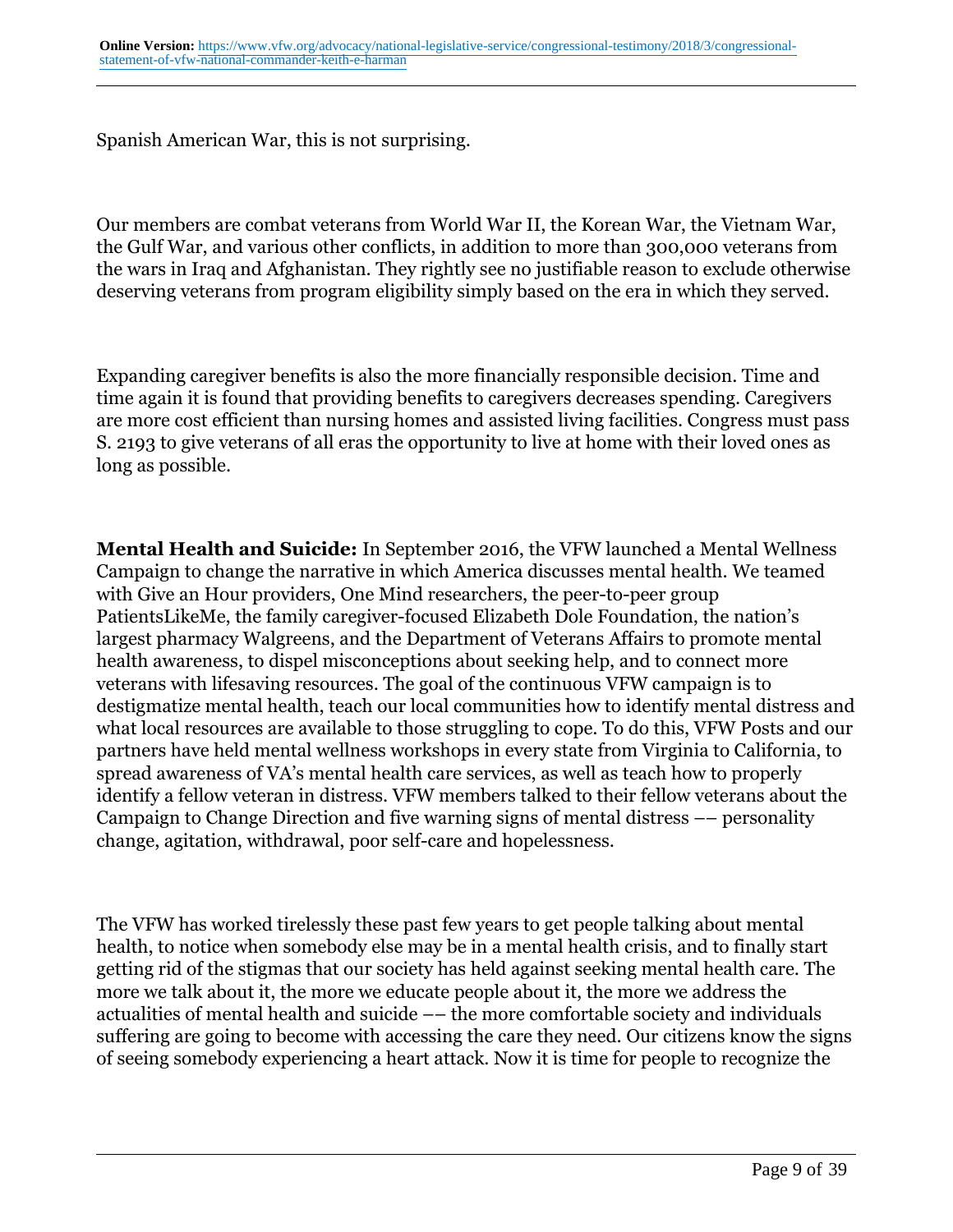Spanish American War, this is not surprising.

Our members are combat veterans from World War II, the Korean War, the Vietnam War, the Gulf War, and various other conflicts, in addition to more than 300,000 veterans from the wars in Iraq and Afghanistan. They rightly see no justifiable reason to exclude otherwise deserving veterans from program eligibility simply based on the era in which they served.

Expanding caregiver benefits is also the more financially responsible decision. Time and time again it is found that providing benefits to caregivers decreases spending. Caregivers are more cost efficient than nursing homes and assisted living facilities. Congress must pass S. 2193 to give veterans of all eras the opportunity to live at home with their loved ones as long as possible.

**Mental Health and Suicide:** In September 2016, the VFW launched a Mental Wellness Campaign to change the narrative in which America discusses mental health. We teamed with Give an Hour providers, One Mind researchers, the peer-to-peer group PatientsLikeMe, the family caregiver-focused Elizabeth Dole Foundation, the nation's largest pharmacy Walgreens, and the Department of Veterans Affairs to promote mental health awareness, to dispel misconceptions about seeking help, and to connect more veterans with lifesaving resources. The goal of the continuous VFW campaign is to destigmatize mental health, teach our local communities how to identify mental distress and what local resources are available to those struggling to cope. To do this, VFW Posts and our partners have held mental wellness workshops in every state from Virginia to California, to spread awareness of VA's mental health care services, as well as teach how to properly identify a fellow veteran in distress. VFW members talked to their fellow veterans about the Campaign to Change Direction and five warning signs of mental distress –– personality change, agitation, withdrawal, poor self-care and hopelessness.

The VFW has worked tirelessly these past few years to get people talking about mental health, to notice when somebody else may be in a mental health crisis, and to finally start getting rid of the stigmas that our society has held against seeking mental health care. The more we talk about it, the more we educate people about it, the more we address the actualities of mental health and suicide –– the more comfortable society and individuals suffering are going to become with accessing the care they need. Our citizens know the signs of seeing somebody experiencing a heart attack. Now it is time for people to recognize the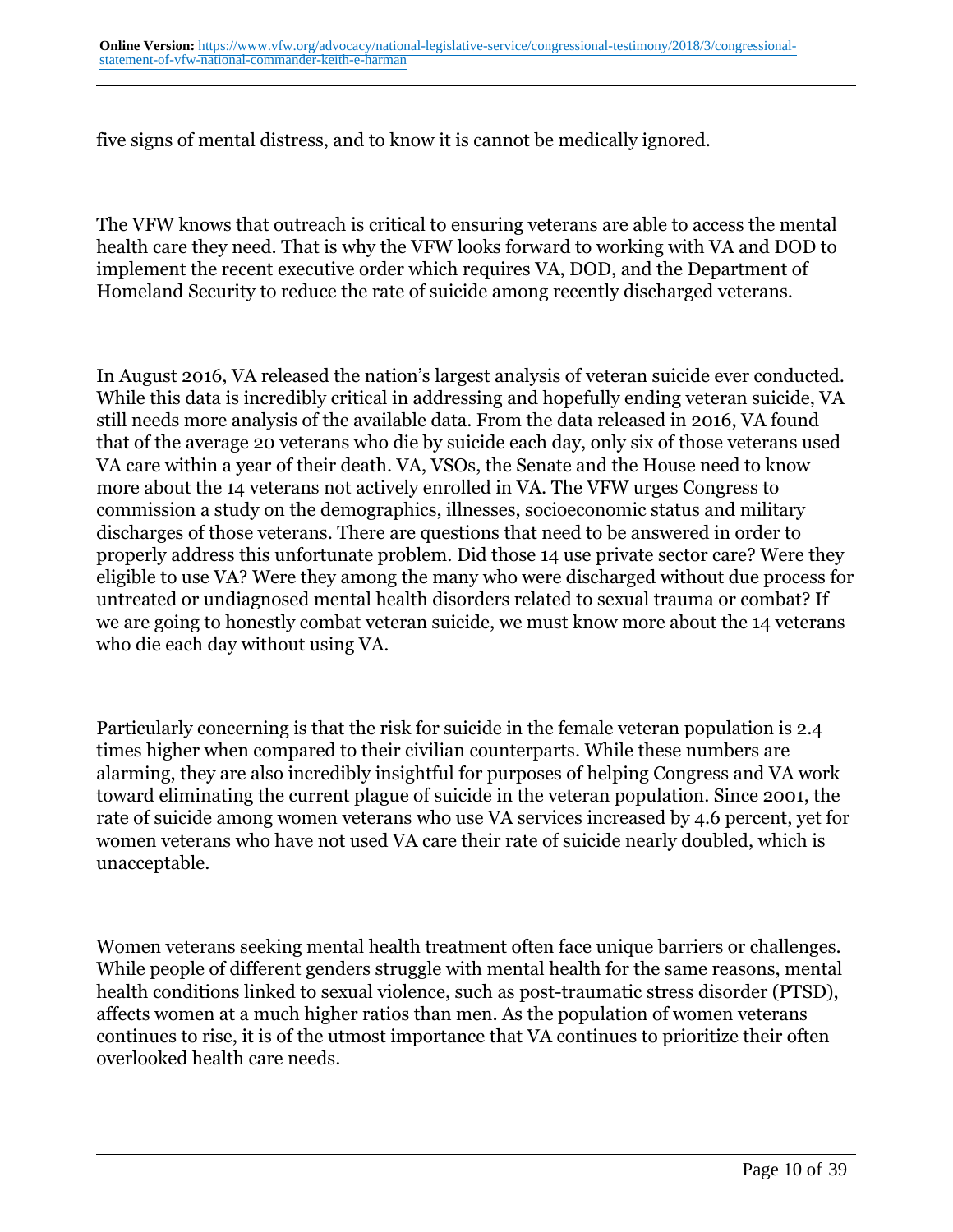five signs of mental distress, and to know it is cannot be medically ignored.

The VFW knows that outreach is critical to ensuring veterans are able to access the mental health care they need. That is why the VFW looks forward to working with VA and DOD to implement the recent executive order which requires VA, DOD, and the Department of Homeland Security to reduce the rate of suicide among recently discharged veterans.

In August 2016, VA released the nation's largest analysis of veteran suicide ever conducted. While this data is incredibly critical in addressing and hopefully ending veteran suicide, VA still needs more analysis of the available data. From the data released in 2016, VA found that of the average 20 veterans who die by suicide each day, only six of those veterans used VA care within a year of their death. VA, VSOs, the Senate and the House need to know more about the 14 veterans not actively enrolled in VA. The VFW urges Congress to commission a study on the demographics, illnesses, socioeconomic status and military discharges of those veterans. There are questions that need to be answered in order to properly address this unfortunate problem. Did those 14 use private sector care? Were they eligible to use VA? Were they among the many who were discharged without due process for untreated or undiagnosed mental health disorders related to sexual trauma or combat? If we are going to honestly combat veteran suicide, we must know more about the 14 veterans who die each day without using VA.

Particularly concerning is that the risk for suicide in the female veteran population is 2.4 times higher when compared to their civilian counterparts. While these numbers are alarming, they are also incredibly insightful for purposes of helping Congress and VA work toward eliminating the current plague of suicide in the veteran population. Since 2001, the rate of suicide among women veterans who use VA services increased by 4.6 percent, yet for women veterans who have not used VA care their rate of suicide nearly doubled, which is unacceptable.

Women veterans seeking mental health treatment often face unique barriers or challenges. While people of different genders struggle with mental health for the same reasons, mental health conditions linked to sexual violence, such as post-traumatic stress disorder (PTSD), affects women at a much higher ratios than men. As the population of women veterans continues to rise, it is of the utmost importance that VA continues to prioritize their often overlooked health care needs.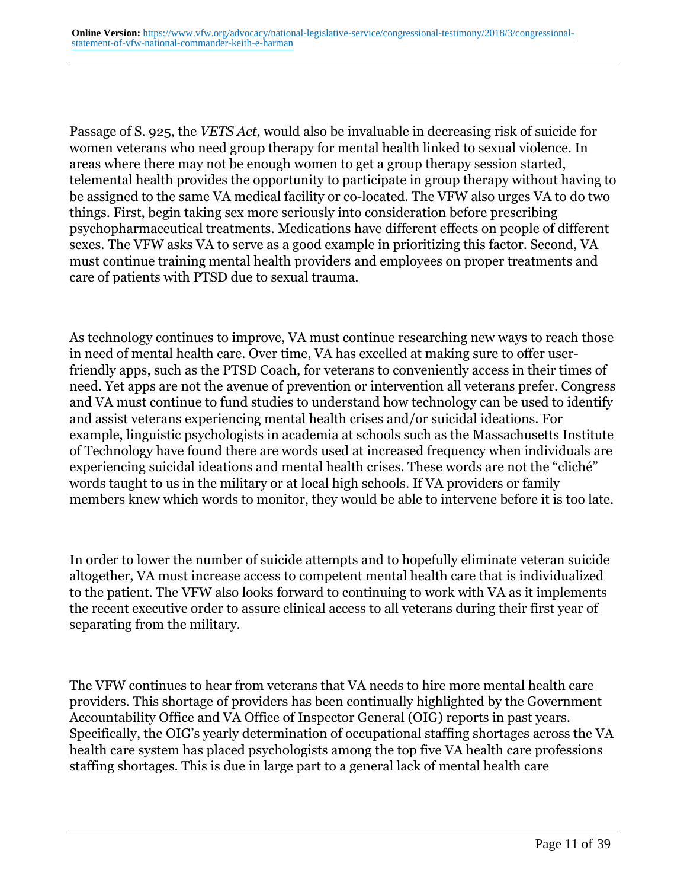Passage of S. 925, the *VETS Act*, would also be invaluable in decreasing risk of suicide for women veterans who need group therapy for mental health linked to sexual violence. In areas where there may not be enough women to get a group therapy session started, telemental health provides the opportunity to participate in group therapy without having to be assigned to the same VA medical facility or co-located. The VFW also urges VA to do two things. First, begin taking sex more seriously into consideration before prescribing psychopharmaceutical treatments. Medications have different effects on people of different sexes. The VFW asks VA to serve as a good example in prioritizing this factor. Second, VA must continue training mental health providers and employees on proper treatments and care of patients with PTSD due to sexual trauma.

As technology continues to improve, VA must continue researching new ways to reach those in need of mental health care. Over time, VA has excelled at making sure to offer user-friendly apps, such as the PTSD Coach, for veterans to conveniently access in their times of need. Yet apps are not the avenue of prevention or intervention all veterans prefer. Congress and VA must continue to fund studies to understand how technology can be used to identify and assist veterans experiencing mental health crises and/or suicidal ideations. For example, linguistic psychologists in academia at schools such as the Massachusetts Institute of Technology have found there are words used at increased frequency when individuals are experiencing suicidal ideations and mental health crises. These words are not the "cliché" words taught to us in the military or at local high schools. If VA providers or family members knew which words to monitor, they would be able to intervene before it is too late.

In order to lower the number of suicide attempts and to hopefully eliminate veteran suicide altogether, VA must increase access to competent mental health care that is individualized to the patient. The VFW also looks forward to continuing to work with VA as it implements the recent executive order to assure clinical access to all veterans during their first year of separating from the military.

The VFW continues to hear from veterans that VA needs to hire more mental health care providers. This shortage of providers has been continually highlighted by the Government Accountability Office and VA Office of Inspector General (OIG) reports in past years. Specifically, the OIG's yearly determination of occupational staffing shortages across the VA health care system has placed psychologists among the top five VA health care professions staffing shortages. This is due in large part to a general lack of mental health care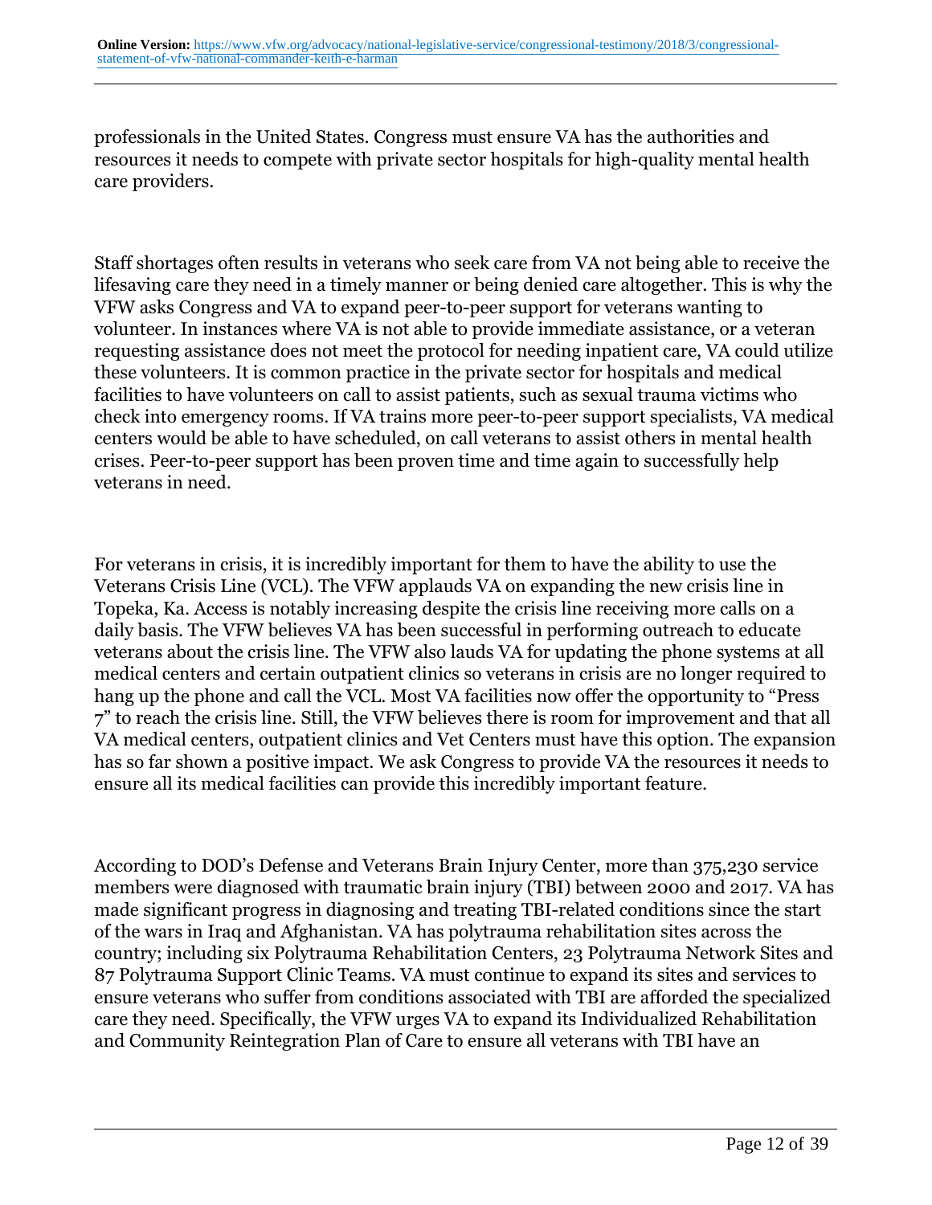professionals in the United States. Congress must ensure VA has the authorities and resources it needs to compete with private sector hospitals for high-quality mental health care providers.

Staff shortages often results in veterans who seek care from VA not being able to receive the lifesaving care they need in a timely manner or being denied care altogether. This is why the VFW asks Congress and VA to expand peer-to-peer support for veterans wanting to volunteer. In instances where VA is not able to provide immediate assistance, or a veteran requesting assistance does not meet the protocol for needing inpatient care, VA could utilize these volunteers. It is common practice in the private sector for hospitals and medical facilities to have volunteers on call to assist patients, such as sexual trauma victims who check into emergency rooms. If VA trains more peer-to-peer support specialists, VA medical centers would be able to have scheduled, on call veterans to assist others in mental health crises. Peer-to-peer support has been proven time and time again to successfully help veterans in need.

For veterans in crisis, it is incredibly important for them to have the ability to use the Veterans Crisis Line (VCL). The VFW applauds VA on expanding the new crisis line in Topeka, Ka. Access is notably increasing despite the crisis line receiving more calls on a daily basis. The VFW believes VA has been successful in performing outreach to educate veterans about the crisis line. The VFW also lauds VA for updating the phone systems at all medical centers and certain outpatient clinics so veterans in crisis are no longer required to hang up the phone and call the VCL. Most VA facilities now offer the opportunity to "Press 7" to reach the crisis line. Still, the VFW believes there is room for improvement and that all VA medical centers, outpatient clinics and Vet Centers must have this option. The expansion has so far shown a positive impact. We ask Congress to provide VA the resources it needs to ensure all its medical facilities can provide this incredibly important feature.

According to DOD's Defense and Veterans Brain Injury Center, more than 375,230 service members were diagnosed with traumatic brain injury (TBI) between 2000 and 2017. VA has made significant progress in diagnosing and treating TBI-related conditions since the start of the wars in Iraq and Afghanistan. VA has polytrauma rehabilitation sites across the country; including six Polytrauma Rehabilitation Centers, 23 Polytrauma Network Sites and 87 Polytrauma Support Clinic Teams. VA must continue to expand its sites and services to ensure veterans who suffer from conditions associated with TBI are afforded the specialized care they need. Specifically, the VFW urges VA to expand its Individualized Rehabilitation and Community Reintegration Plan of Care to ensure all veterans with TBI have an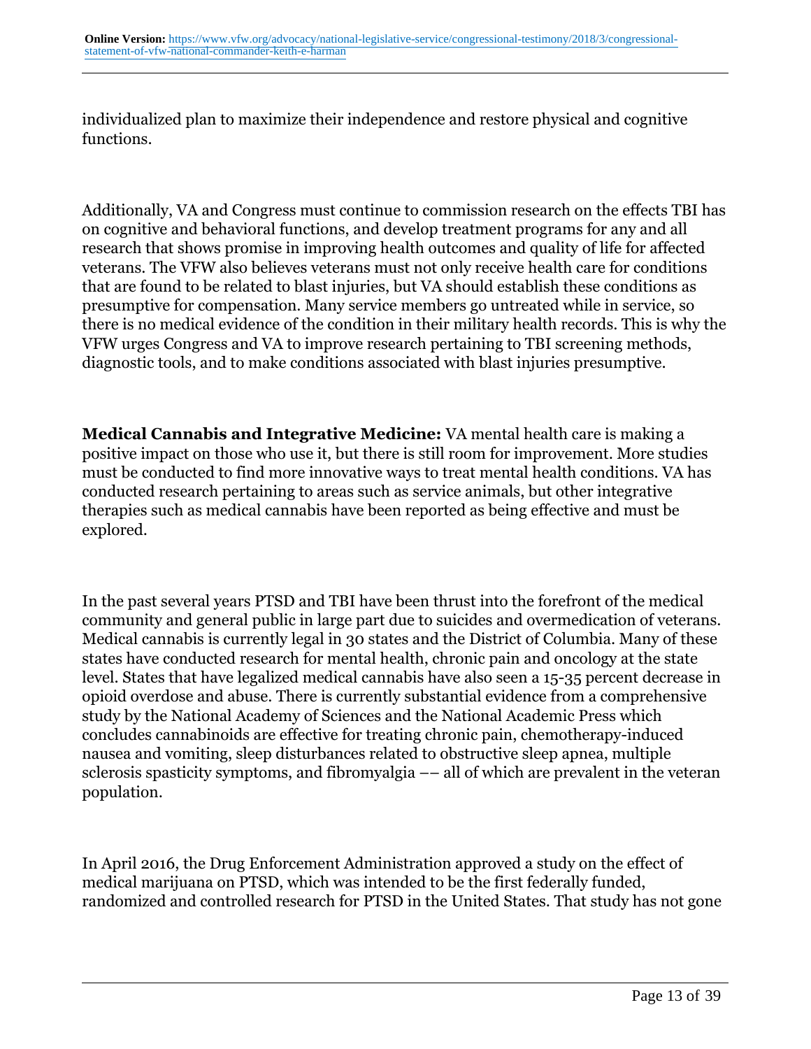individualized plan to maximize their independence and restore physical and cognitive functions.

Additionally, VA and Congress must continue to commission research on the effects TBI has on cognitive and behavioral functions, and develop treatment programs for any and all research that shows promise in improving health outcomes and quality of life for affected veterans. The VFW also believes veterans must not only receive health care for conditions that are found to be related to blast injuries, but VA should establish these conditions as presumptive for compensation. Many service members go untreated while in service, so there is no medical evidence of the condition in their military health records. This is why the VFW urges Congress and VA to improve research pertaining to TBI screening methods, diagnostic tools, and to make conditions associated with blast injuries presumptive.

**Medical Cannabis and Integrative Medicine:** VA mental health care is making a positive impact on those who use it, but there is still room for improvement. More studies must be conducted to find more innovative ways to treat mental health conditions. VA has conducted research pertaining to areas such as service animals, but other integrative therapies such as medical cannabis have been reported as being effective and must be explored.

In the past several years PTSD and TBI have been thrust into the forefront of the medical community and general public in large part due to suicides and overmedication of veterans. Medical cannabis is currently legal in 30 states and the District of Columbia. Many of these states have conducted research for mental health, chronic pain and oncology at the state level. States that have legalized medical cannabis have also seen a 15-35 percent decrease in opioid overdose and abuse. There is currently substantial evidence from a comprehensive study by the National Academy of Sciences and the National Academic Press which concludes cannabinoids are effective for treating chronic pain, chemotherapy-induced nausea and vomiting, sleep disturbances related to obstructive sleep apnea, multiple sclerosis spasticity symptoms, and fibromyalgia –– all of which are prevalent in the veteran population.

In April 2016, the Drug Enforcement Administration approved a study on the effect of medical marijuana on PTSD, which was intended to be the first federally funded, randomized and controlled research for PTSD in the United States. That study has not gone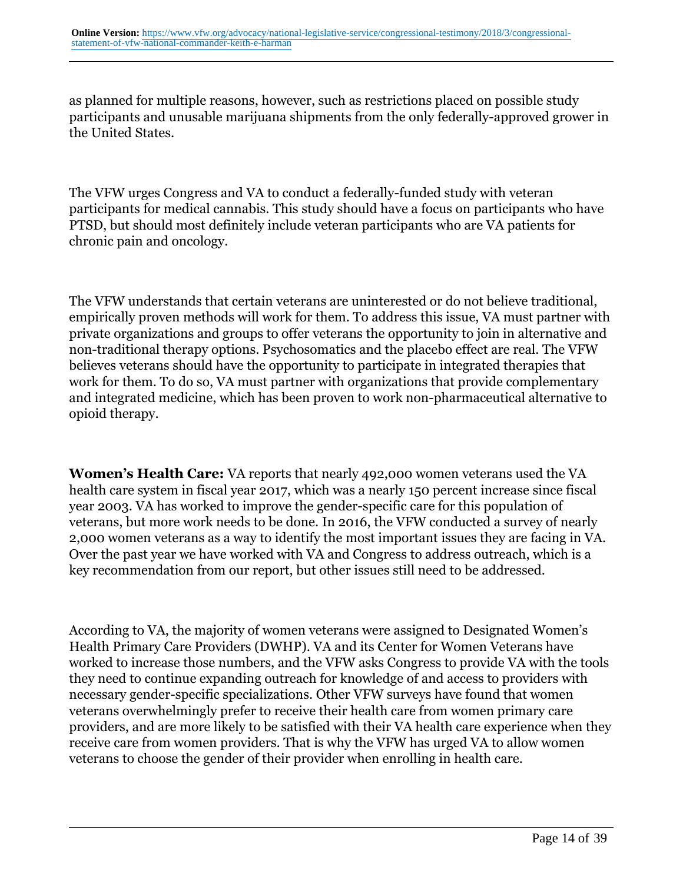as planned for multiple reasons, however, such as restrictions placed on possible study participants and unusable marijuana shipments from the only federally-approved grower in the United States.

The VFW urges Congress and VA to conduct a federally-funded study with veteran participants for medical cannabis. This study should have a focus on participants who have PTSD, but should most definitely include veteran participants who are VA patients for chronic pain and oncology.

The VFW understands that certain veterans are uninterested or do not believe traditional, empirically proven methods will work for them. To address this issue, VA must partner with private organizations and groups to offer veterans the opportunity to join in alternative and non-traditional therapy options. Psychosomatics and the placebo effect are real. The VFW believes veterans should have the opportunity to participate in integrated therapies that work for them. To do so, VA must partner with organizations that provide complementary and integrated medicine, which has been proven to work non-pharmaceutical alternative to opioid therapy.

**Women's Health Care:** VA reports that nearly 492,000 women veterans used the VA health care system in fiscal year 2017, which was a nearly 150 percent increase since fiscal year 2003. VA has worked to improve the gender-specific care for this population of veterans, but more work needs to be done. In 2016, the VFW conducted a survey of nearly 2,000 women veterans as a way to identify the most important issues they are facing in VA. Over the past year we have worked with VA and Congress to address outreach, which is a key recommendation from our report, but other issues still need to be addressed.

According to VA, the majority of women veterans were assigned to Designated Women's Health Primary Care Providers (DWHP). VA and its Center for Women Veterans have worked to increase those numbers, and the VFW asks Congress to provide VA with the tools they need to continue expanding outreach for knowledge of and access to providers with necessary gender-specific specializations. Other VFW surveys have found that women veterans overwhelmingly prefer to receive their health care from women primary care providers, and are more likely to be satisfied with their VA health care experience when they receive care from women providers. That is why the VFW has urged VA to allow women veterans to choose the gender of their provider when enrolling in health care.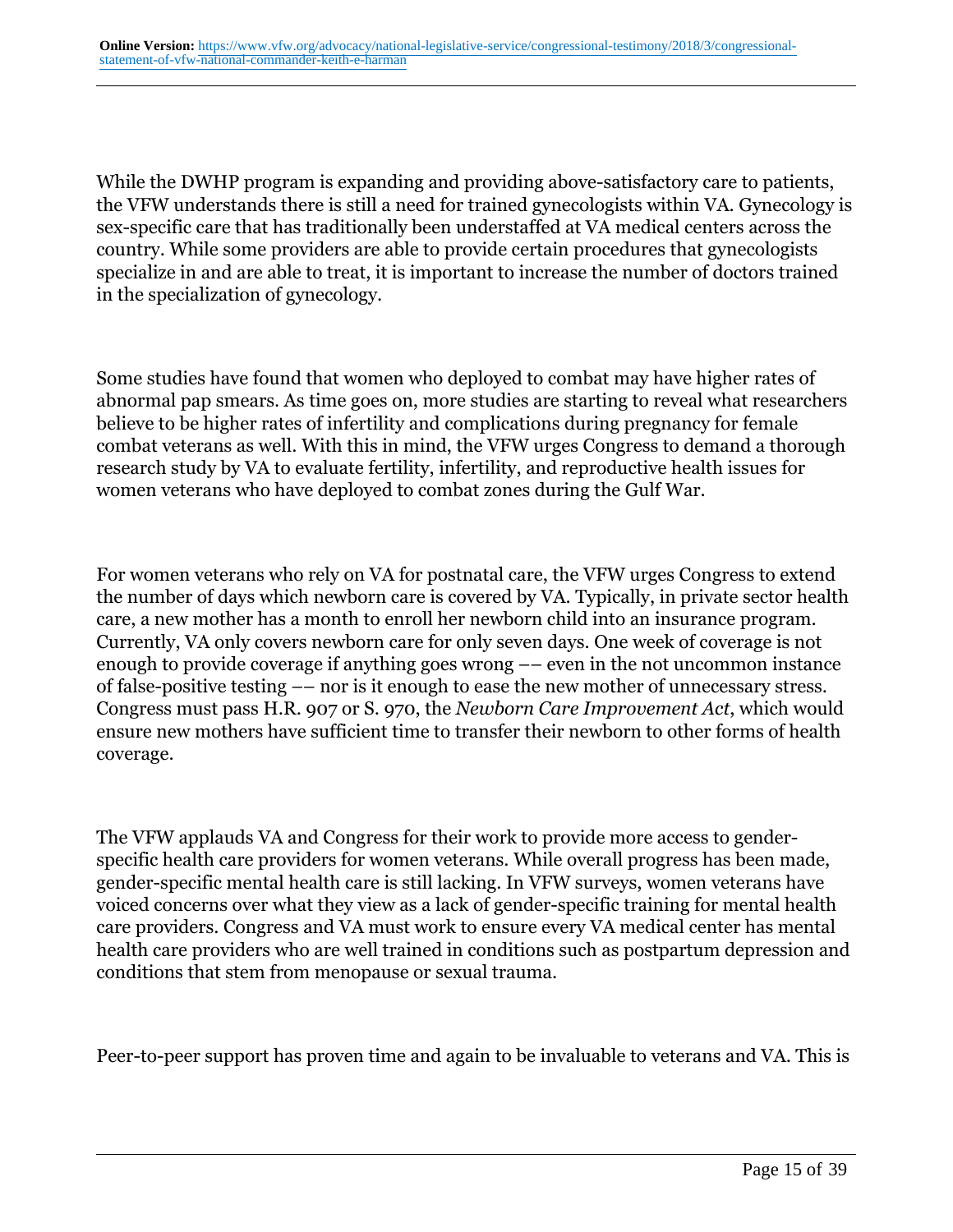While the DWHP program is expanding and providing above-satisfactory care to patients, the VFW understands there is still a need for trained gynecologists within VA. Gynecology is sex-specific care that has traditionally been understaffed at VA medical centers across the country. While some providers are able to provide certain procedures that gynecologists specialize in and are able to treat, it is important to increase the number of doctors trained in the specialization of gynecology.

Some studies have found that women who deployed to combat may have higher rates of abnormal pap smears. As time goes on, more studies are starting to reveal what researchers believe to be higher rates of infertility and complications during pregnancy for female combat veterans as well. With this in mind, the VFW urges Congress to demand a thorough research study by VA to evaluate fertility, infertility, and reproductive health issues for women veterans who have deployed to combat zones during the Gulf War.

For women veterans who rely on VA for postnatal care, the VFW urges Congress to extend the number of days which newborn care is covered by VA. Typically, in private sector health care, a new mother has a month to enroll her newborn child into an insurance program. Currently, VA only covers newborn care for only seven days. One week of coverage is not enough to provide coverage if anything goes wrong –– even in the not uncommon instance of false-positive testing –– nor is it enough to ease the new mother of unnecessary stress. Congress must pass H.R. 907 or S. 970, the *Newborn Care Improvement Act*, which would ensure new mothers have sufficient time to transfer their newborn to other forms of health coverage.

The VFW applauds VA and Congress for their work to provide more access to gender-specific health care providers for women veterans. While overall progress has been made, gender-specific mental health care is still lacking. In VFW surveys, women veterans have voiced concerns over what they view as a lack of gender-specific training for mental health care providers. Congress and VA must work to ensure every VA medical center has mental health care providers who are well trained in conditions such as postpartum depression and conditions that stem from menopause or sexual trauma.

Peer-to-peer support has proven time and again to be invaluable to veterans and VA. This is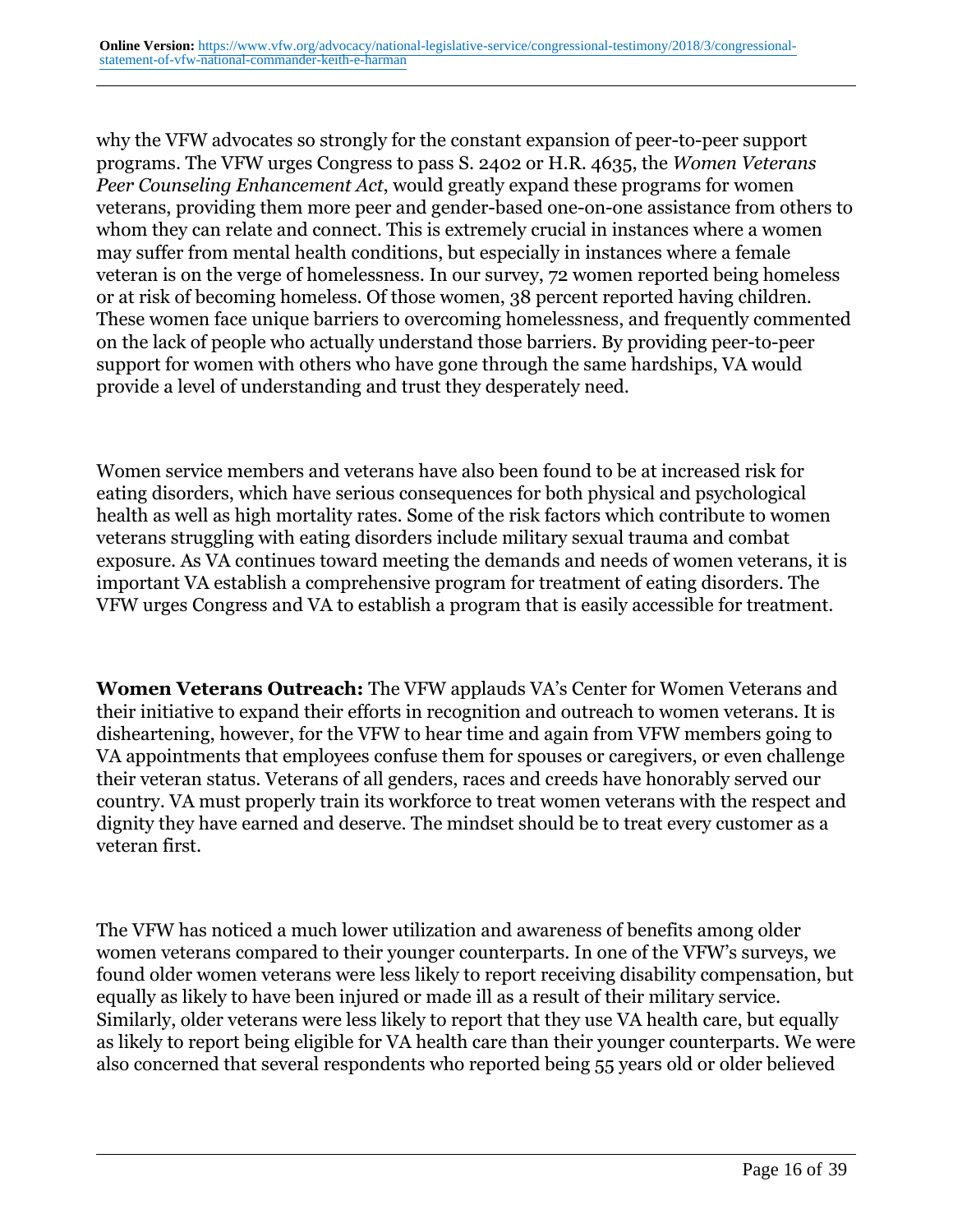why the VFW advocates so strongly for the constant expansion of peer-to-peer support programs. The VFW urges Congress to pass S. 2402 or H.R. 4635, the *Women Veterans Peer Counseling Enhancement Act*, would greatly expand these programs for women veterans, providing them more peer and gender-based one-on-one assistance from others to whom they can relate and connect. This is extremely crucial in instances where a women may suffer from mental health conditions, but especially in instances where a female veteran is on the verge of homelessness. In our survey, 72 women reported being homeless or at risk of becoming homeless. Of those women, 38 percent reported having children. These women face unique barriers to overcoming homelessness, and frequently commented on the lack of people who actually understand those barriers. By providing peer-to-peer support for women with others who have gone through the same hardships, VA would provide a level of understanding and trust they desperately need.

Women service members and veterans have also been found to be at increased risk for eating disorders, which have serious consequences for both physical and psychological health as well as high mortality rates. Some of the risk factors which contribute to women veterans struggling with eating disorders include military sexual trauma and combat exposure. As VA continues toward meeting the demands and needs of women veterans, it is important VA establish a comprehensive program for treatment of eating disorders. The VFW urges Congress and VA to establish a program that is easily accessible for treatment.

**Women Veterans Outreach:** The VFW applauds VA's Center for Women Veterans and their initiative to expand their efforts in recognition and outreach to women veterans. It is disheartening, however, for the VFW to hear time and again from VFW members going to VA appointments that employees confuse them for spouses or caregivers, or even challenge their veteran status. Veterans of all genders, races and creeds have honorably served our country. VA must properly train its workforce to treat women veterans with the respect and dignity they have earned and deserve. The mindset should be to treat every customer as a veteran first.

The VFW has noticed a much lower utilization and awareness of benefits among older women veterans compared to their younger counterparts. In one of the VFW's surveys, we found older women veterans were less likely to report receiving disability compensation, but equally as likely to have been injured or made ill as a result of their military service. Similarly, older veterans were less likely to report that they use VA health care, but equally as likely to report being eligible for VA health care than their younger counterparts. We were also concerned that several respondents who reported being 55 years old or older believed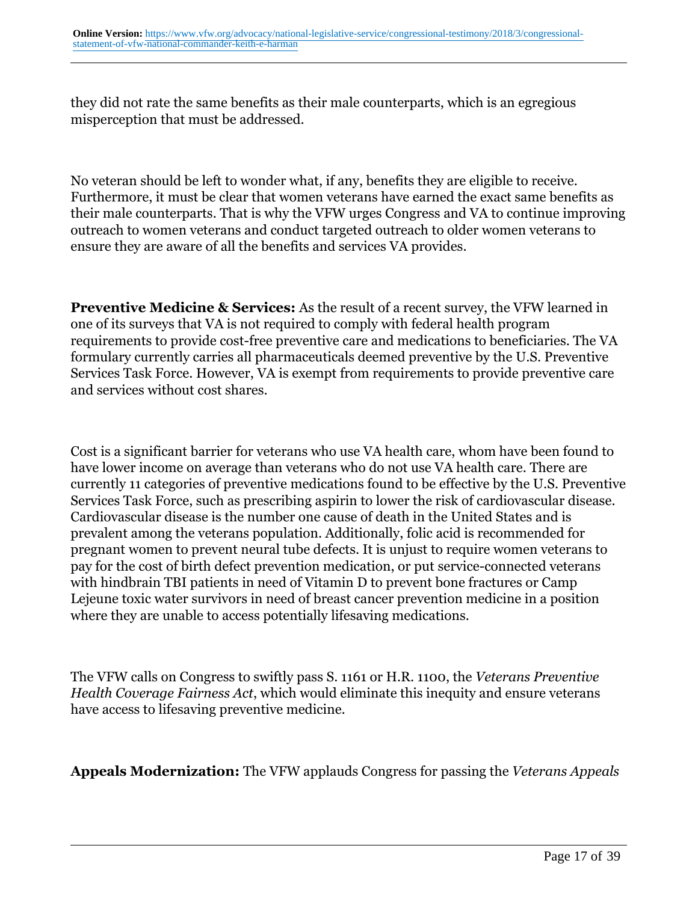they did not rate the same benefits as their male counterparts, which is an egregious misperception that must be addressed.

No veteran should be left to wonder what, if any, benefits they are eligible to receive. Furthermore, it must be clear that women veterans have earned the exact same benefits as their male counterparts. That is why the VFW urges Congress and VA to continue improving outreach to women veterans and conduct targeted outreach to older women veterans to ensure they are aware of all the benefits and services VA provides.

**Preventive Medicine & Services:** As the result of a recent survey, the VFW learned in one of its surveys that VA is not required to comply with federal health program requirements to provide cost-free preventive care and medications to beneficiaries. The VA formulary currently carries all pharmaceuticals deemed preventive by the U.S. Preventive Services Task Force. However, VA is exempt from requirements to provide preventive care and services without cost shares.

Cost is a significant barrier for veterans who use VA health care, whom have been found to have lower income on average than veterans who do not use VA health care. There are currently 11 categories of preventive medications found to be effective by the U.S. Preventive Services Task Force, such as prescribing aspirin to lower the risk of cardiovascular disease. Cardiovascular disease is the number one cause of death in the United States and is prevalent among the veterans population. Additionally, folic acid is recommended for pregnant women to prevent neural tube defects. It is unjust to require women veterans to pay for the cost of birth defect prevention medication, or put service-connected veterans with hindbrain TBI patients in need of Vitamin D to prevent bone fractures or Camp Lejeune toxic water survivors in need of breast cancer prevention medicine in a position where they are unable to access potentially lifesaving medications.

The VFW calls on Congress to swiftly pass S. 1161 or H.R. 1100, the *Veterans Preventive Health Coverage Fairness Act*, which would eliminate this inequity and ensure veterans have access to lifesaving preventive medicine.

**Appeals Modernization:** The VFW applauds Congress for passing the *Veterans Appeals*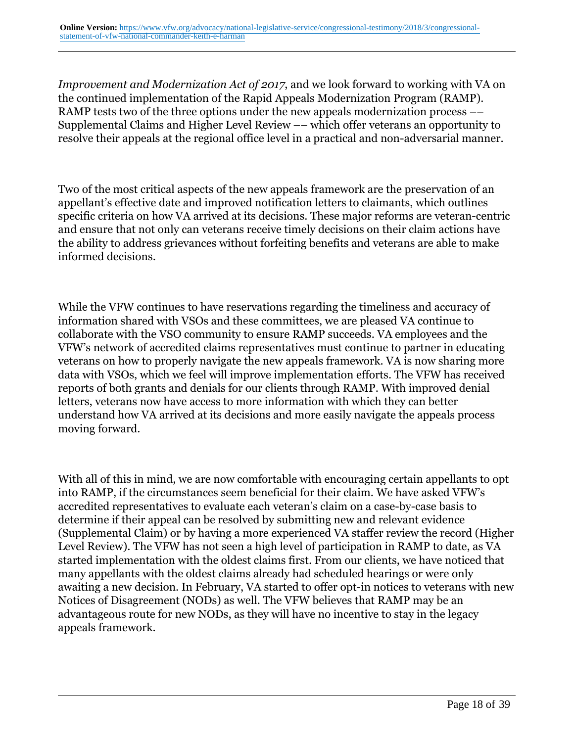*Improvement and Modernization Act of 2017*, and we look forward to working with VA on the continued implementation of the Rapid Appeals Modernization Program (RAMP). RAMP tests two of the three options under the new appeals modernization process –– Supplemental Claims and Higher Level Review –– which offer veterans an opportunity to resolve their appeals at the regional office level in a practical and non-adversarial manner.

Two of the most critical aspects of the new appeals framework are the preservation of an appellant's effective date and improved notification letters to claimants, which outlines specific criteria on how VA arrived at its decisions. These major reforms are veteran-centric and ensure that not only can veterans receive timely decisions on their claim actions have the ability to address grievances without forfeiting benefits and veterans are able to make informed decisions.

While the VFW continues to have reservations regarding the timeliness and accuracy of information shared with VSOs and these committees, we are pleased VA continue to collaborate with the VSO community to ensure RAMP succeeds. VA employees and the VFW's network of accredited claims representatives must continue to partner in educating veterans on how to properly navigate the new appeals framework. VA is now sharing more data with VSOs, which we feel will improve implementation efforts. The VFW has received reports of both grants and denials for our clients through RAMP. With improved denial letters, veterans now have access to more information with which they can better understand how VA arrived at its decisions and more easily navigate the appeals process moving forward.

With all of this in mind, we are now comfortable with encouraging certain appellants to opt into RAMP, if the circumstances seem beneficial for their claim. We have asked VFW's accredited representatives to evaluate each veteran's claim on a case-by-case basis to determine if their appeal can be resolved by submitting new and relevant evidence (Supplemental Claim) or by having a more experienced VA staffer review the record (Higher Level Review). The VFW has not seen a high level of participation in RAMP to date, as VA started implementation with the oldest claims first. From our clients, we have noticed that many appellants with the oldest claims already had scheduled hearings or were only awaiting a new decision. In February, VA started to offer opt-in notices to veterans with new Notices of Disagreement (NODs) as well. The VFW believes that RAMP may be an advantageous route for new NODs, as they will have no incentive to stay in the legacy appeals framework.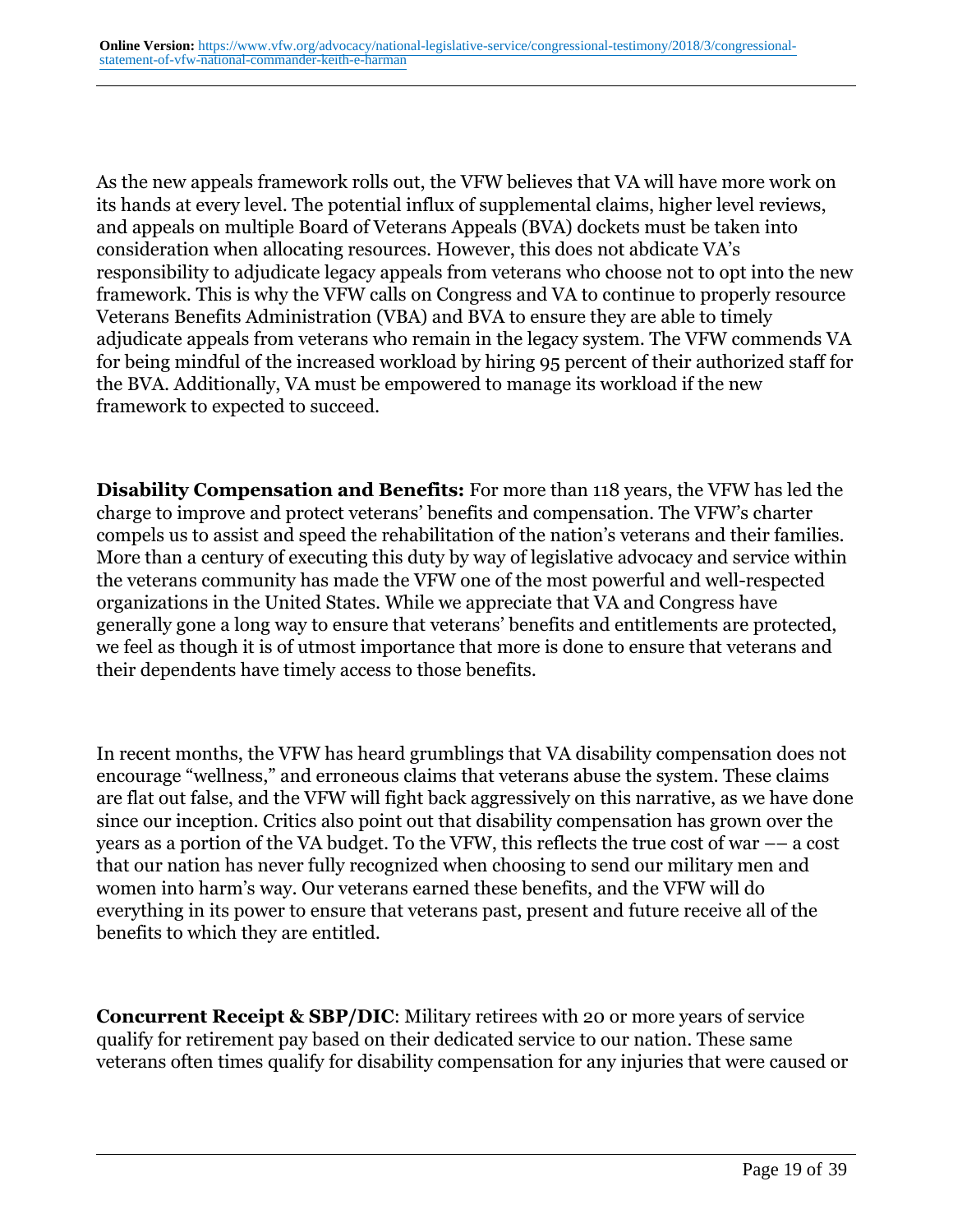As the new appeals framework rolls out, the VFW believes that VA will have more work on its hands at every level. The potential influx of supplemental claims, higher level reviews, and appeals on multiple Board of Veterans Appeals (BVA) dockets must be taken into consideration when allocating resources. However, this does not abdicate VA's responsibility to adjudicate legacy appeals from veterans who choose not to opt into the new framework. This is why the VFW calls on Congress and VA to continue to properly resource Veterans Benefits Administration (VBA) and BVA to ensure they are able to timely adjudicate appeals from veterans who remain in the legacy system. The VFW commends VA for being mindful of the increased workload by hiring 95 percent of their authorized staff for the BVA. Additionally, VA must be empowered to manage its workload if the new framework to expected to succeed.

**Disability Compensation and Benefits:** For more than 118 years, the VFW has led the charge to improve and protect veterans' benefits and compensation. The VFW's charter compels us to assist and speed the rehabilitation of the nation's veterans and their families. More than a century of executing this duty by way of legislative advocacy and service within the veterans community has made the VFW one of the most powerful and well-respected organizations in the United States. While we appreciate that VA and Congress have generally gone a long way to ensure that veterans' benefits and entitlements are protected, we feel as though it is of utmost importance that more is done to ensure that veterans and their dependents have timely access to those benefits.

In recent months, the VFW has heard grumblings that VA disability compensation does not encourage "wellness," and erroneous claims that veterans abuse the system. These claims are flat out false, and the VFW will fight back aggressively on this narrative, as we have done since our inception. Critics also point out that disability compensation has grown over the years as a portion of the VA budget. To the VFW, this reflects the true cost of war –– a cost that our nation has never fully recognized when choosing to send our military men and women into harm's way. Our veterans earned these benefits, and the VFW will do everything in its power to ensure that veterans past, present and future receive all of the benefits to which they are entitled.

**Concurrent Receipt & SBP/DIC**: Military retirees with 20 or more years of service qualify for retirement pay based on their dedicated service to our nation. These same veterans often times qualify for disability compensation for any injuries that were caused or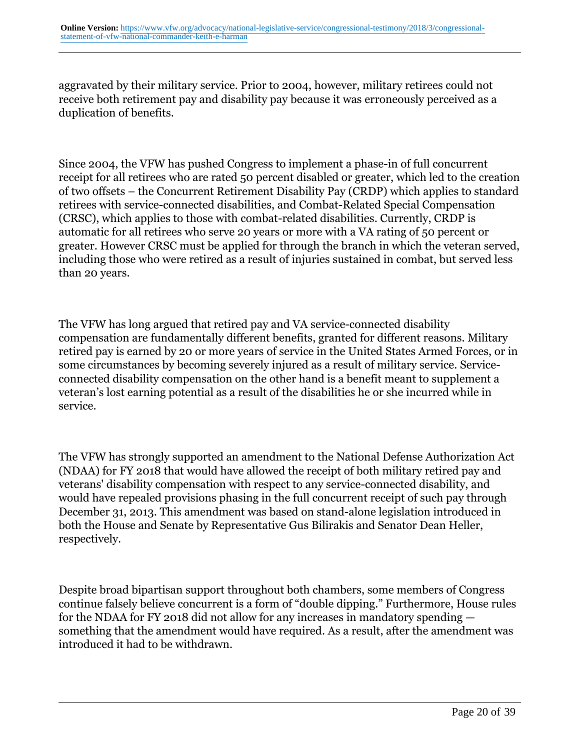aggravated by their military service. Prior to 2004, however, military retirees could not receive both retirement pay and disability pay because it was erroneously perceived as a duplication of benefits.

Since 2004, the VFW has pushed Congress to implement a phase-in of full concurrent receipt for all retirees who are rated 50 percent disabled or greater, which led to the creation of two offsets – the Concurrent Retirement Disability Pay (CRDP) which applies to standard retirees with service-connected disabilities, and Combat-Related Special Compensation (CRSC), which applies to those with combat-related disabilities. Currently, CRDP is automatic for all retirees who serve 20 years or more with a VA rating of 50 percent or greater. However CRSC must be applied for through the branch in which the veteran served, including those who were retired as a result of injuries sustained in combat, but served less than 20 years.

The VFW has long argued that retired pay and VA service-connected disability compensation are fundamentally different benefits, granted for different reasons. Military retired pay is earned by 20 or more years of service in the United States Armed Forces, or in some circumstances by becoming severely injured as a result of military service. Service-connected disability compensation on the other hand is a benefit meant to supplement a veteran's lost earning potential as a result of the disabilities he or she incurred while in service.

The VFW has strongly supported an amendment to the National Defense Authorization Act (NDAA) for FY 2018 that would have allowed the receipt of both military retired pay and veterans' disability compensation with respect to any service-connected disability, and would have repealed provisions phasing in the full concurrent receipt of such pay through December 31, 2013. This amendment was based on stand-alone legislation introduced in both the House and Senate by Representative Gus Bilirakis and Senator Dean Heller, respectively.

Despite broad bipartisan support throughout both chambers, some members of Congress continue falsely believe concurrent is a form of "double dipping." Furthermore, House rules for the NDAA for FY 2018 did not allow for any increases in mandatory spending — something that the amendment would have required. As a result, after the amendment was introduced it had to be withdrawn.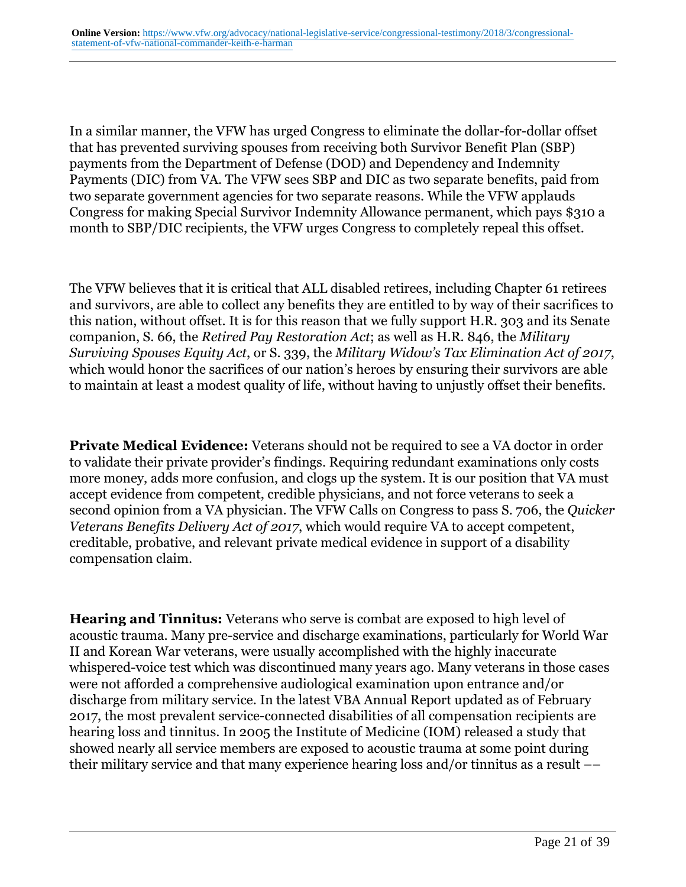In a similar manner, the VFW has urged Congress to eliminate the dollar-for-dollar offset that has prevented surviving spouses from receiving both Survivor Benefit Plan (SBP) payments from the Department of Defense (DOD) and Dependency and Indemnity Payments (DIC) from VA. The VFW sees SBP and DIC as two separate benefits, paid from two separate government agencies for two separate reasons. While the VFW applauds Congress for making Special Survivor Indemnity Allowance permanent, which pays $310 a month to SBP/DIC recipients, the VFW urges Congress to completely repeal this offset.

The VFW believes that it is critical that ALL disabled retirees, including Chapter 61 retirees and survivors, are able to collect any benefits they are entitled to by way of their sacrifices to this nation, without offset. It is for this reason that we fully support H.R. 303 and its Senate companion, S. 66, the *Retired Pay Restoration Act*; as well as H.R. 846, the *Military Surviving Spouses Equity Act*, or S. 339, the *Military Widow's Tax Elimination Act of 2017*, which would honor the sacrifices of our nation's heroes by ensuring their survivors are able to maintain at least a modest quality of life, without having to unjustly offset their benefits.

**Private Medical Evidence:** Veterans should not be required to see a VA doctor in order to validate their private provider's findings. Requiring redundant examinations only costs more money, adds more confusion, and clogs up the system. It is our position that VA must accept evidence from competent, credible physicians, and not force veterans to seek a second opinion from a VA physician. The VFW Calls on Congress to pass S. 706, the *Quicker Veterans Benefits Delivery Act of 2017*, which would require VA to accept competent, creditable, probative, and relevant private medical evidence in support of a disability compensation claim.

**Hearing and Tinnitus:** Veterans who serve is combat are exposed to high level of acoustic trauma. Many pre-service and discharge examinations, particularly for World War II and Korean War veterans, were usually accomplished with the highly inaccurate whispered-voice test which was discontinued many years ago. Many veterans in those cases were not afforded a comprehensive audiological examination upon entrance and/or discharge from military service. In the latest VBA Annual Report updated as of February 2017, the most prevalent service-connected disabilities of all compensation recipients are hearing loss and tinnitus. In 2005 the Institute of Medicine (IOM) released a study that showed nearly all service members are exposed to acoustic trauma at some point during their military service and that many experience hearing loss and/or tinnitus as a result ––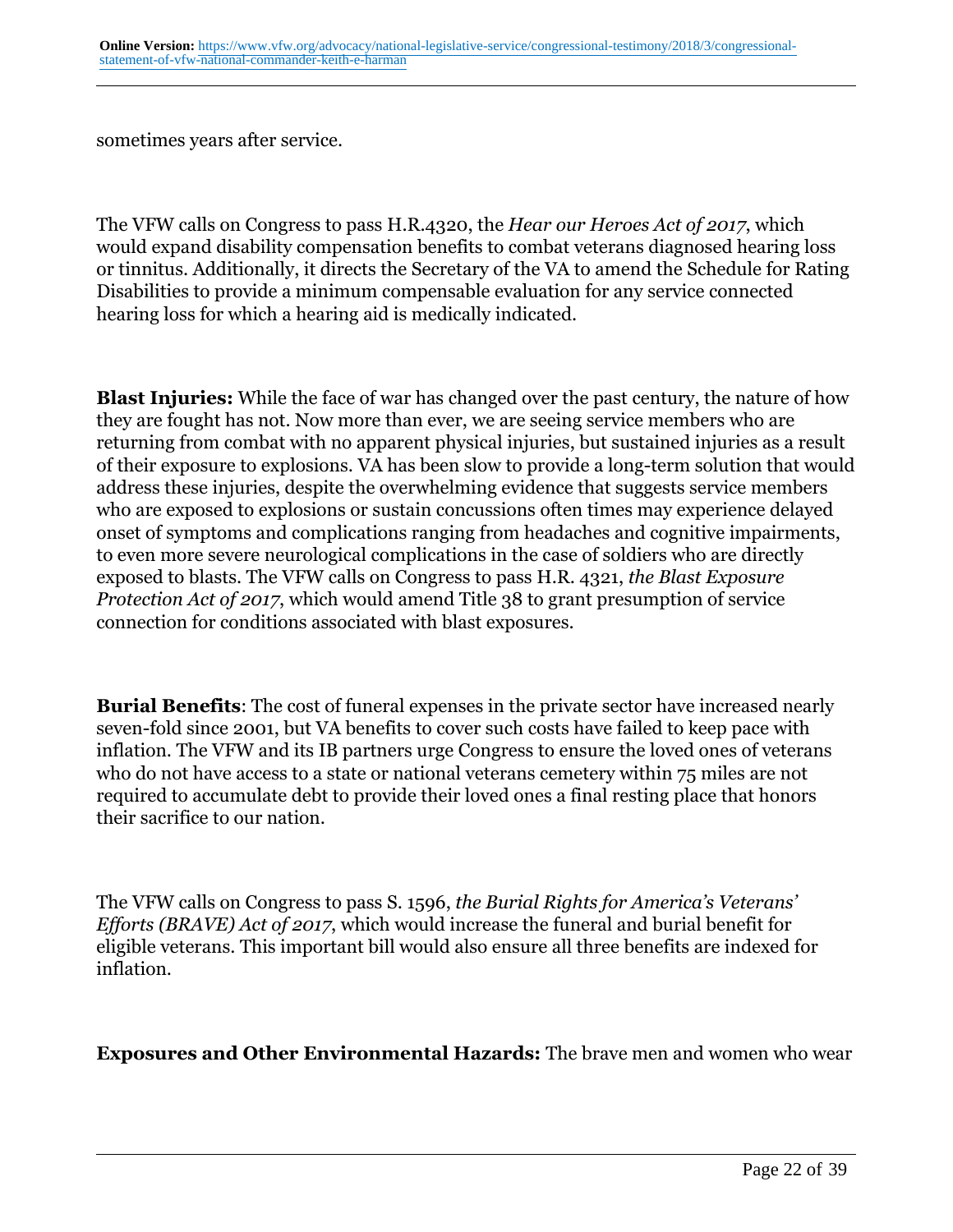sometimes years after service.

The VFW calls on Congress to pass H.R.4320, the *Hear our Heroes Act of 2017*, which would expand disability compensation benefits to combat veterans diagnosed hearing loss or tinnitus. Additionally, it directs the Secretary of the VA to amend the Schedule for Rating Disabilities to provide a minimum compensable evaluation for any service connected hearing loss for which a hearing aid is medically indicated.

**Blast Injuries:** While the face of war has changed over the past century, the nature of how they are fought has not. Now more than ever, we are seeing service members who are returning from combat with no apparent physical injuries, but sustained injuries as a result of their exposure to explosions. VA has been slow to provide a long-term solution that would address these injuries, despite the overwhelming evidence that suggests service members who are exposed to explosions or sustain concussions often times may experience delayed onset of symptoms and complications ranging from headaches and cognitive impairments, to even more severe neurological complications in the case of soldiers who are directly exposed to blasts. The VFW calls on Congress to pass H.R. 4321, *the Blast Exposure Protection Act of 2017*, which would amend Title 38 to grant presumption of service connection for conditions associated with blast exposures.

**Burial Benefits**: The cost of funeral expenses in the private sector have increased nearly seven-fold since 2001, but VA benefits to cover such costs have failed to keep pace with inflation. The VFW and its IB partners urge Congress to ensure the loved ones of veterans who do not have access to a state or national veterans cemetery within 75 miles are not required to accumulate debt to provide their loved ones a final resting place that honors their sacrifice to our nation.

The VFW calls on Congress to pass S. 1596, *the Burial Rights for America's Veterans' Efforts (BRAVE) Act of 2017*, which would increase the funeral and burial benefit for eligible veterans. This important bill would also ensure all three benefits are indexed for inflation.

**Exposures and Other Environmental Hazards:** The brave men and women who wear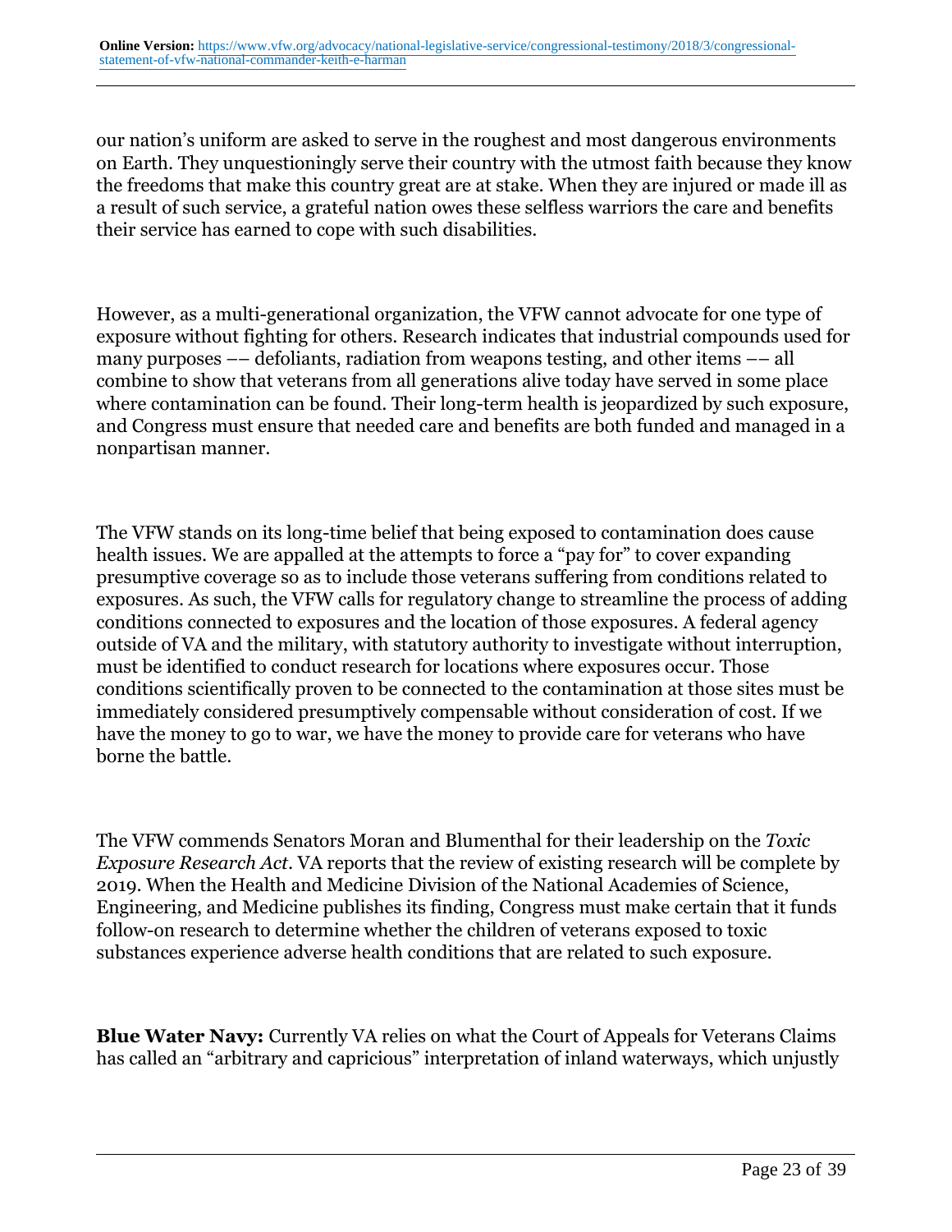our nation's uniform are asked to serve in the roughest and most dangerous environments on Earth. They unquestioningly serve their country with the utmost faith because they know the freedoms that make this country great are at stake. When they are injured or made ill as a result of such service, a grateful nation owes these selfless warriors the care and benefits their service has earned to cope with such disabilities.

However, as a multi-generational organization, the VFW cannot advocate for one type of exposure without fighting for others. Research indicates that industrial compounds used for many purposes –– defoliants, radiation from weapons testing, and other items –– all combine to show that veterans from all generations alive today have served in some place where contamination can be found. Their long-term health is jeopardized by such exposure, and Congress must ensure that needed care and benefits are both funded and managed in a nonpartisan manner.

The VFW stands on its long-time belief that being exposed to contamination does cause health issues. We are appalled at the attempts to force a "pay for" to cover expanding presumptive coverage so as to include those veterans suffering from conditions related to exposures. As such, the VFW calls for regulatory change to streamline the process of adding conditions connected to exposures and the location of those exposures. A federal agency outside of VA and the military, with statutory authority to investigate without interruption, must be identified to conduct research for locations where exposures occur. Those conditions scientifically proven to be connected to the contamination at those sites must be immediately considered presumptively compensable without consideration of cost. If we have the money to go to war, we have the money to provide care for veterans who have borne the battle.

The VFW commends Senators Moran and Blumenthal for their leadership on the *Toxic Exposure Research Act*. VA reports that the review of existing research will be complete by 2019. When the Health and Medicine Division of the National Academies of Science, Engineering, and Medicine publishes its finding, Congress must make certain that it funds follow-on research to determine whether the children of veterans exposed to toxic substances experience adverse health conditions that are related to such exposure.

**Blue Water Navy:** Currently VA relies on what the Court of Appeals for Veterans Claims has called an "arbitrary and capricious" interpretation of inland waterways, which unjustly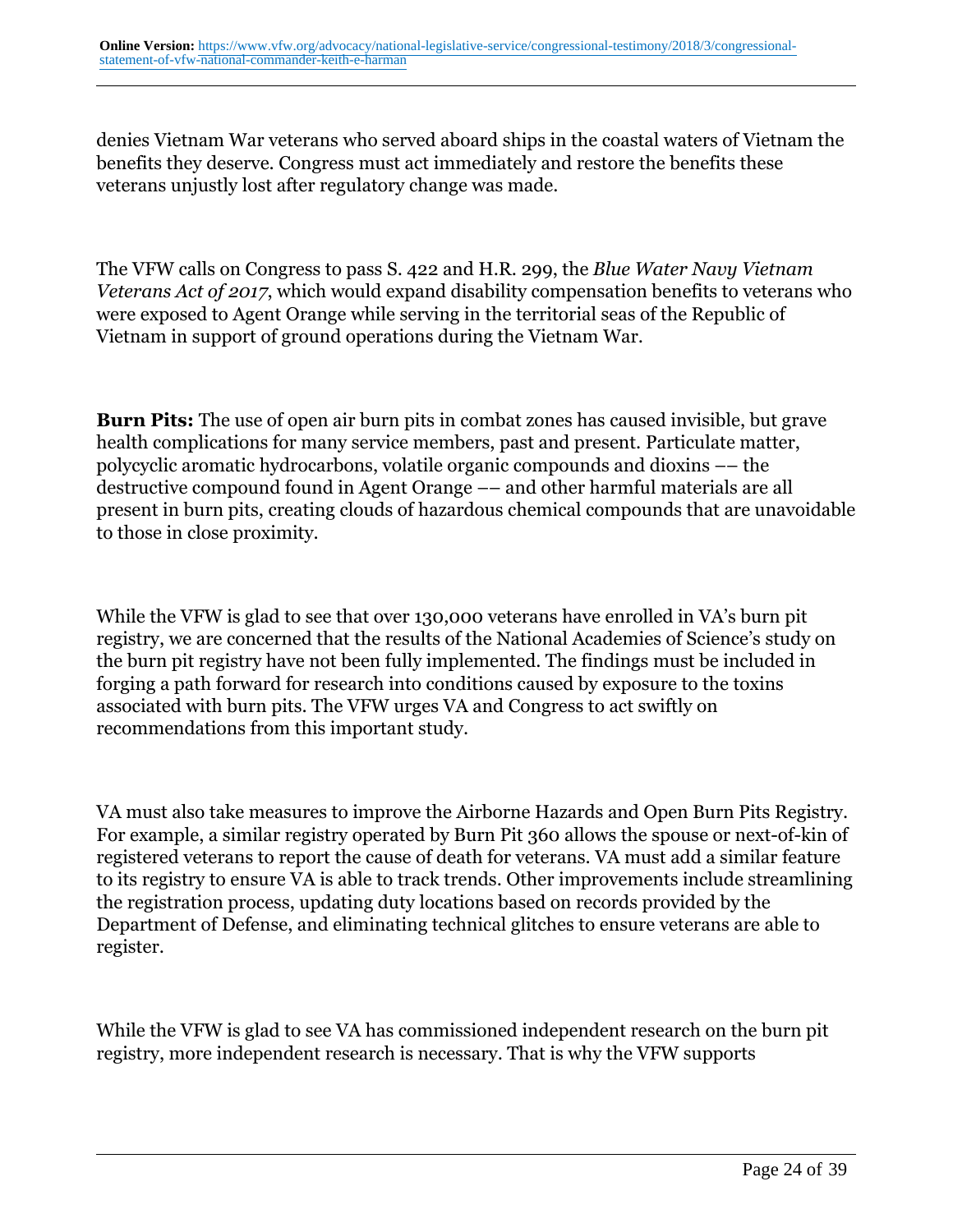denies Vietnam War veterans who served aboard ships in the coastal waters of Vietnam the benefits they deserve. Congress must act immediately and restore the benefits these veterans unjustly lost after regulatory change was made.

The VFW calls on Congress to pass S. 422 and H.R. 299, the *Blue Water Navy Vietnam Veterans Act of 2017*, which would expand disability compensation benefits to veterans who were exposed to Agent Orange while serving in the territorial seas of the Republic of Vietnam in support of ground operations during the Vietnam War.

**Burn Pits:** The use of open air burn pits in combat zones has caused invisible, but grave health complications for many service members, past and present. Particulate matter, polycyclic aromatic hydrocarbons, volatile organic compounds and dioxins –– the destructive compound found in Agent Orange –– and other harmful materials are all present in burn pits, creating clouds of hazardous chemical compounds that are unavoidable to those in close proximity.

While the VFW is glad to see that over 130,000 veterans have enrolled in VA's burn pit registry, we are concerned that the results of the National Academies of Science's study on the burn pit registry have not been fully implemented. The findings must be included in forging a path forward for research into conditions caused by exposure to the toxins associated with burn pits. The VFW urges VA and Congress to act swiftly on recommendations from this important study.

VA must also take measures to improve the Airborne Hazards and Open Burn Pits Registry. For example, a similar registry operated by Burn Pit 360 allows the spouse or next-of-kin of registered veterans to report the cause of death for veterans. VA must add a similar feature to its registry to ensure VA is able to track trends. Other improvements include streamlining the registration process, updating duty locations based on records provided by the Department of Defense, and eliminating technical glitches to ensure veterans are able to register.

While the VFW is glad to see VA has commissioned independent research on the burn pit registry, more independent research is necessary. That is why the VFW supports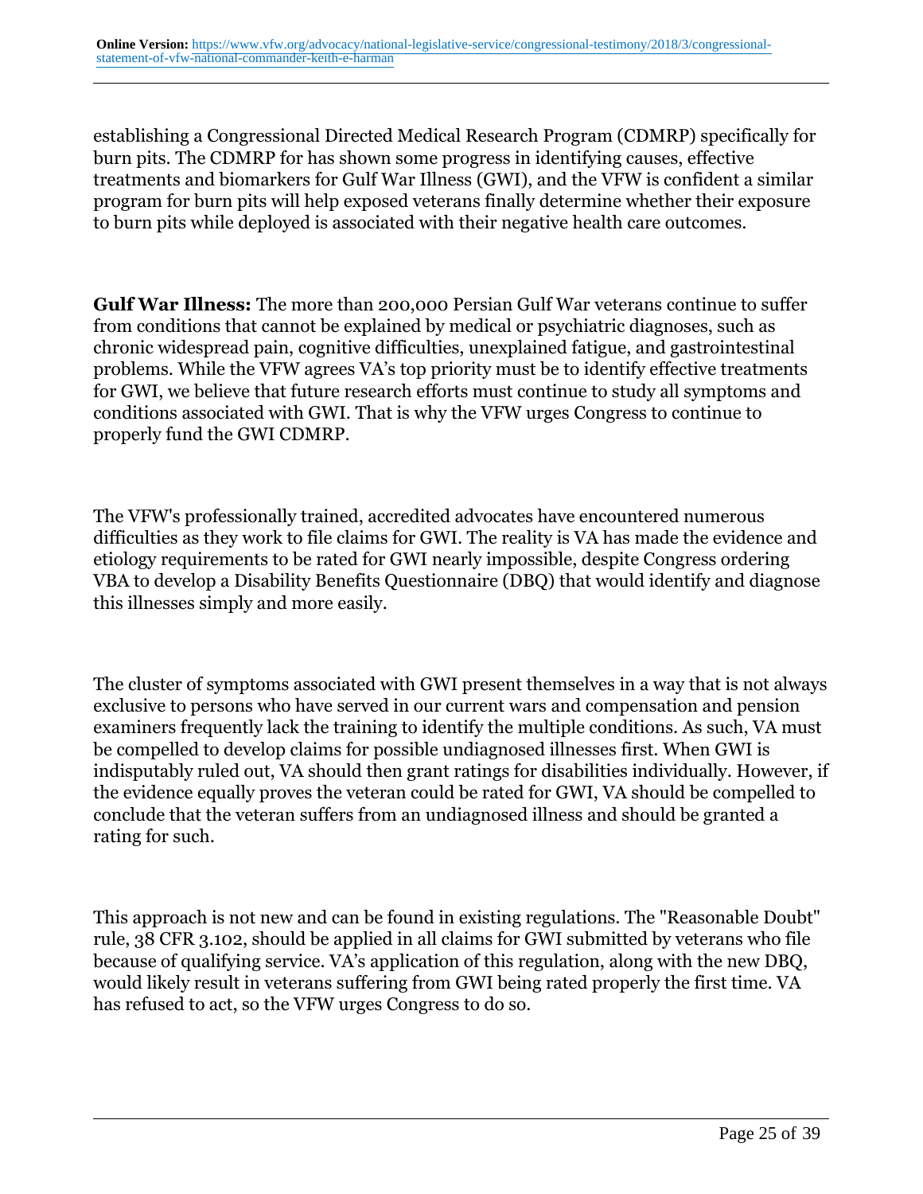establishing a Congressional Directed Medical Research Program (CDMRP) specifically for burn pits. The CDMRP for has shown some progress in identifying causes, effective treatments and biomarkers for Gulf War Illness (GWI), and the VFW is confident a similar program for burn pits will help exposed veterans finally determine whether their exposure to burn pits while deployed is associated with their negative health care outcomes.

**Gulf War Illness:** The more than 200,000 Persian Gulf War veterans continue to suffer from conditions that cannot be explained by medical or psychiatric diagnoses, such as chronic widespread pain, cognitive difficulties, unexplained fatigue, and gastrointestinal problems. While the VFW agrees VA's top priority must be to identify effective treatments for GWI, we believe that future research efforts must continue to study all symptoms and conditions associated with GWI. That is why the VFW urges Congress to continue to properly fund the GWI CDMRP.

The VFW's professionally trained, accredited advocates have encountered numerous difficulties as they work to file claims for GWI. The reality is VA has made the evidence and etiology requirements to be rated for GWI nearly impossible, despite Congress ordering VBA to develop a Disability Benefits Questionnaire (DBQ) that would identify and diagnose this illnesses simply and more easily.

The cluster of symptoms associated with GWI present themselves in a way that is not always exclusive to persons who have served in our current wars and compensation and pension examiners frequently lack the training to identify the multiple conditions. As such, VA must be compelled to develop claims for possible undiagnosed illnesses first. When GWI is indisputably ruled out, VA should then grant ratings for disabilities individually. However, if the evidence equally proves the veteran could be rated for GWI, VA should be compelled to conclude that the veteran suffers from an undiagnosed illness and should be granted a rating for such.

This approach is not new and can be found in existing regulations. The "Reasonable Doubt" rule, 38 CFR 3.102, should be applied in all claims for GWI submitted by veterans who file because of qualifying service. VA's application of this regulation, along with the new DBQ, would likely result in veterans suffering from GWI being rated properly the first time. VA has refused to act, so the VFW urges Congress to do so.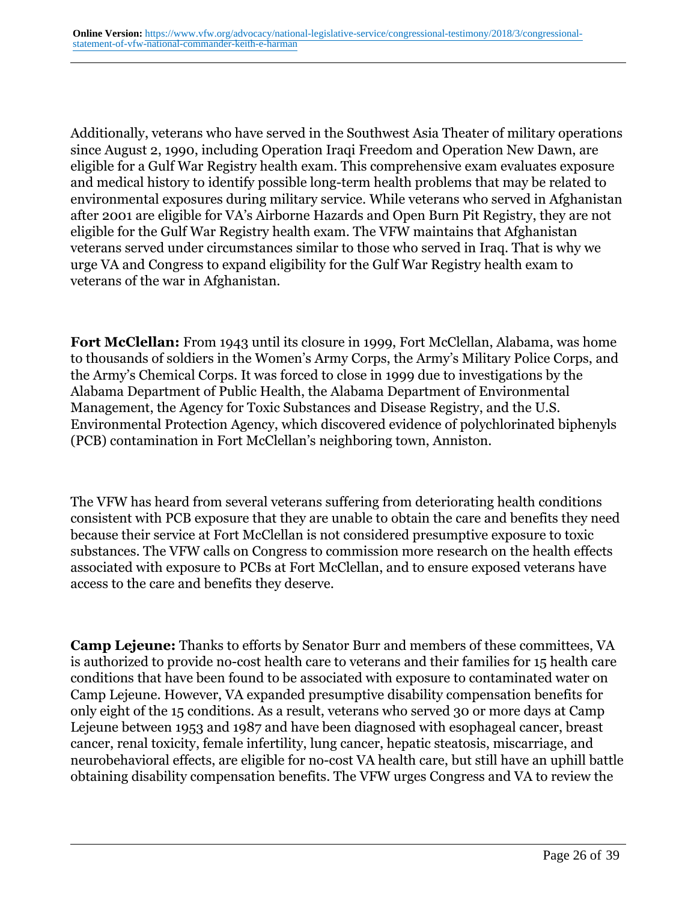Additionally, veterans who have served in the Southwest Asia Theater of military operations since August 2, 1990, including Operation Iraqi Freedom and Operation New Dawn, are eligible for a Gulf War Registry health exam. This comprehensive exam evaluates exposure and medical history to identify possible long-term health problems that may be related to environmental exposures during military service. While veterans who served in Afghanistan after 2001 are eligible for VA's Airborne Hazards and Open Burn Pit Registry, they are not eligible for the Gulf War Registry health exam. The VFW maintains that Afghanistan veterans served under circumstances similar to those who served in Iraq. That is why we urge VA and Congress to expand eligibility for the Gulf War Registry health exam to veterans of the war in Afghanistan.

**Fort McClellan:** From 1943 until its closure in 1999, Fort McClellan, Alabama, was home to thousands of soldiers in the Women's Army Corps, the Army's Military Police Corps, and the Army's Chemical Corps. It was forced to close in 1999 due to investigations by the Alabama Department of Public Health, the Alabama Department of Environmental Management, the Agency for Toxic Substances and Disease Registry, and the U.S. Environmental Protection Agency, which discovered evidence of polychlorinated biphenyls (PCB) contamination in Fort McClellan's neighboring town, Anniston.

The VFW has heard from several veterans suffering from deteriorating health conditions consistent with PCB exposure that they are unable to obtain the care and benefits they need because their service at Fort McClellan is not considered presumptive exposure to toxic substances. The VFW calls on Congress to commission more research on the health effects associated with exposure to PCBs at Fort McClellan, and to ensure exposed veterans have access to the care and benefits they deserve.

**Camp Lejeune:** Thanks to efforts by Senator Burr and members of these committees, VA is authorized to provide no-cost health care to veterans and their families for 15 health care conditions that have been found to be associated with exposure to contaminated water on Camp Lejeune. However, VA expanded presumptive disability compensation benefits for only eight of the 15 conditions. As a result, veterans who served 30 or more days at Camp Lejeune between 1953 and 1987 and have been diagnosed with esophageal cancer, breast cancer, renal toxicity, female infertility, lung cancer, hepatic steatosis, miscarriage, and neurobehavioral effects, are eligible for no-cost VA health care, but still have an uphill battle obtaining disability compensation benefits. The VFW urges Congress and VA to review the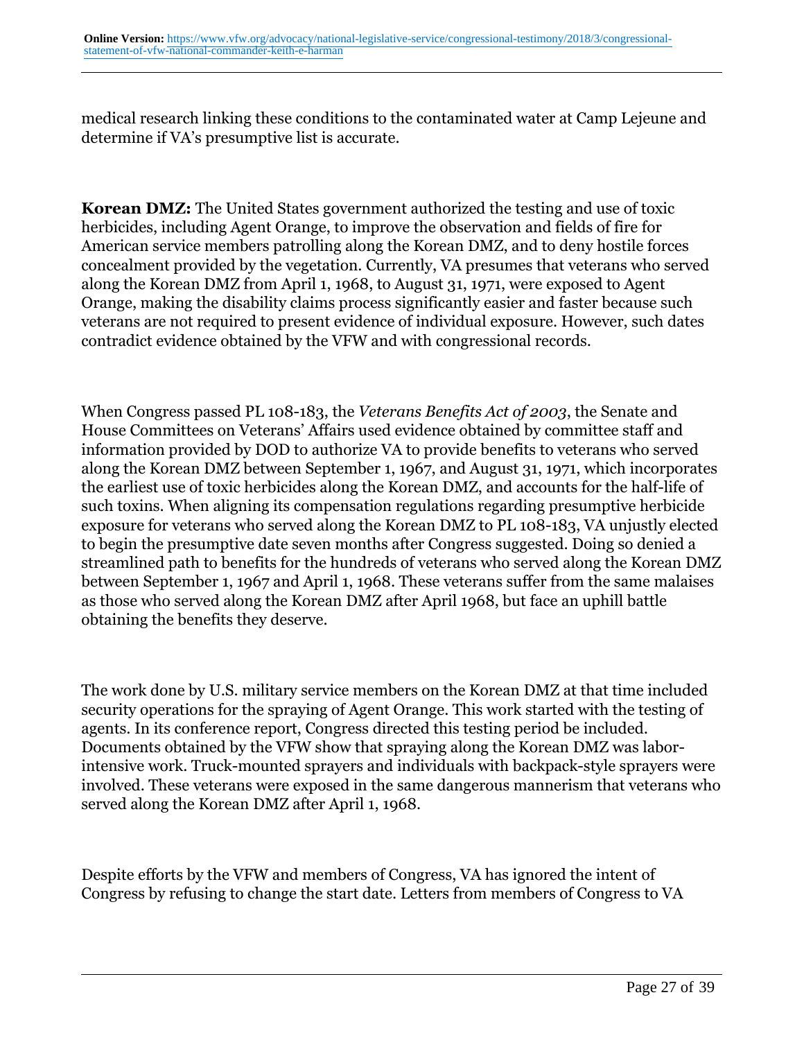medical research linking these conditions to the contaminated water at Camp Lejeune and determine if VA's presumptive list is accurate.

**Korean DMZ:** The United States government authorized the testing and use of toxic herbicides, including Agent Orange, to improve the observation and fields of fire for American service members patrolling along the Korean DMZ, and to deny hostile forces concealment provided by the vegetation. Currently, VA presumes that veterans who served along the Korean DMZ from April 1, 1968, to August 31, 1971, were exposed to Agent Orange, making the disability claims process significantly easier and faster because such veterans are not required to present evidence of individual exposure. However, such dates contradict evidence obtained by the VFW and with congressional records.

When Congress passed PL 108-183, the *Veterans Benefits Act of 2003*, the Senate and House Committees on Veterans' Affairs used evidence obtained by committee staff and information provided by DOD to authorize VA to provide benefits to veterans who served along the Korean DMZ between September 1, 1967, and August 31, 1971, which incorporates the earliest use of toxic herbicides along the Korean DMZ, and accounts for the half-life of such toxins. When aligning its compensation regulations regarding presumptive herbicide exposure for veterans who served along the Korean DMZ to PL 108-183, VA unjustly elected to begin the presumptive date seven months after Congress suggested. Doing so denied a streamlined path to benefits for the hundreds of veterans who served along the Korean DMZ between September 1, 1967 and April 1, 1968. These veterans suffer from the same malaises as those who served along the Korean DMZ after April 1968, but face an uphill battle obtaining the benefits they deserve.

The work done by U.S. military service members on the Korean DMZ at that time included security operations for the spraying of Agent Orange. This work started with the testing of agents. In its conference report, Congress directed this testing period be included. Documents obtained by the VFW show that spraying along the Korean DMZ was labor-intensive work. Truck-mounted sprayers and individuals with backpack-style sprayers were involved. These veterans were exposed in the same dangerous mannerism that veterans who served along the Korean DMZ after April 1, 1968.

Despite efforts by the VFW and members of Congress, VA has ignored the intent of Congress by refusing to change the start date. Letters from members of Congress to VA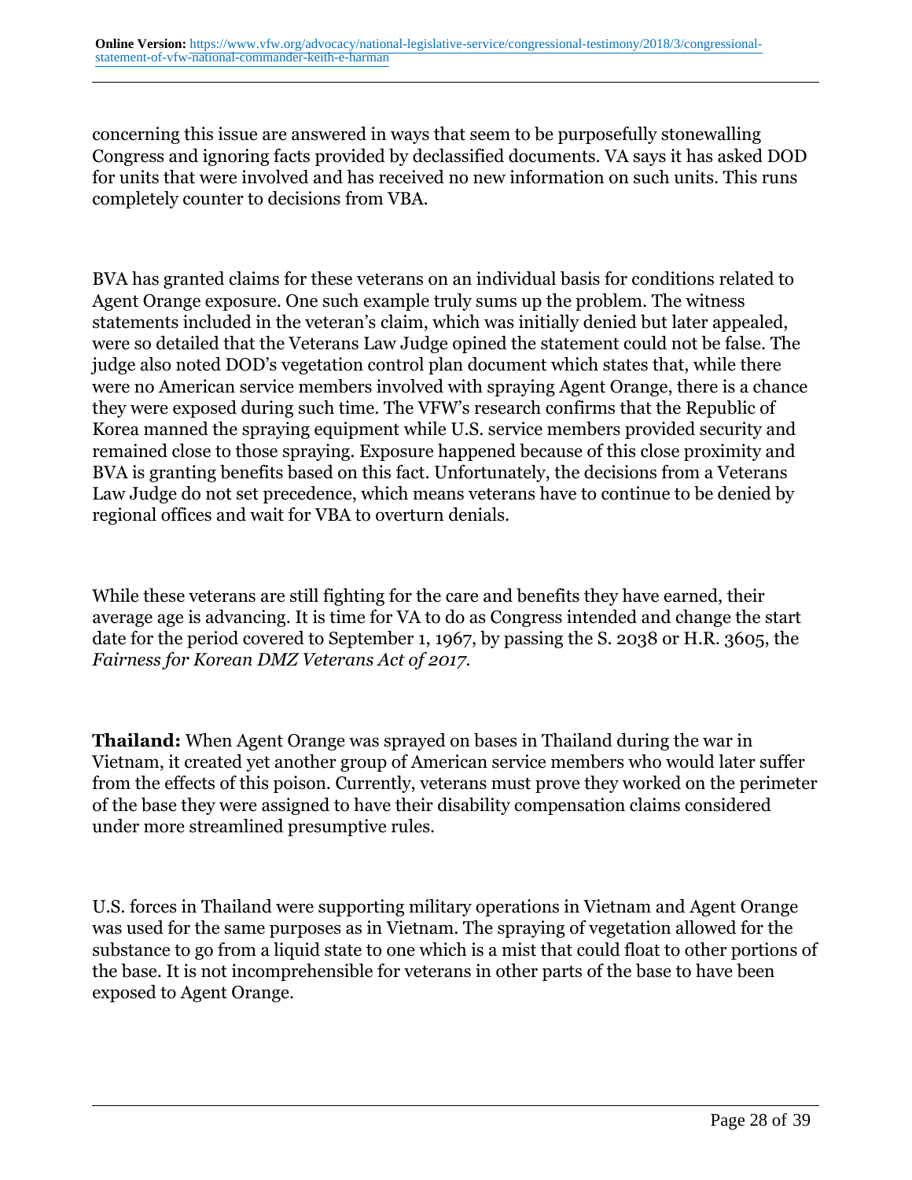concerning this issue are answered in ways that seem to be purposefully stonewalling Congress and ignoring facts provided by declassified documents. VA says it has asked DOD for units that were involved and has received no new information on such units. This runs completely counter to decisions from VBA.

BVA has granted claims for these veterans on an individual basis for conditions related to Agent Orange exposure. One such example truly sums up the problem. The witness statements included in the veteran's claim, which was initially denied but later appealed, were so detailed that the Veterans Law Judge opined the statement could not be false. The judge also noted DOD's vegetation control plan document which states that, while there were no American service members involved with spraying Agent Orange, there is a chance they were exposed during such time. The VFW's research confirms that the Republic of Korea manned the spraying equipment while U.S. service members provided security and remained close to those spraying. Exposure happened because of this close proximity and BVA is granting benefits based on this fact. Unfortunately, the decisions from a Veterans Law Judge do not set precedence, which means veterans have to continue to be denied by regional offices and wait for VBA to overturn denials.

While these veterans are still fighting for the care and benefits they have earned, their average age is advancing. It is time for VA to do as Congress intended and change the start date for the period covered to September 1, 1967, by passing the S. 2038 or H.R. 3605, the *Fairness for Korean DMZ Veterans Act of 2017*.

**Thailand:** When Agent Orange was sprayed on bases in Thailand during the war in Vietnam, it created yet another group of American service members who would later suffer from the effects of this poison. Currently, veterans must prove they worked on the perimeter of the base they were assigned to have their disability compensation claims considered under more streamlined presumptive rules.

U.S. forces in Thailand were supporting military operations in Vietnam and Agent Orange was used for the same purposes as in Vietnam. The spraying of vegetation allowed for the substance to go from a liquid state to one which is a mist that could float to other portions of the base. It is not incomprehensible for veterans in other parts of the base to have been exposed to Agent Orange.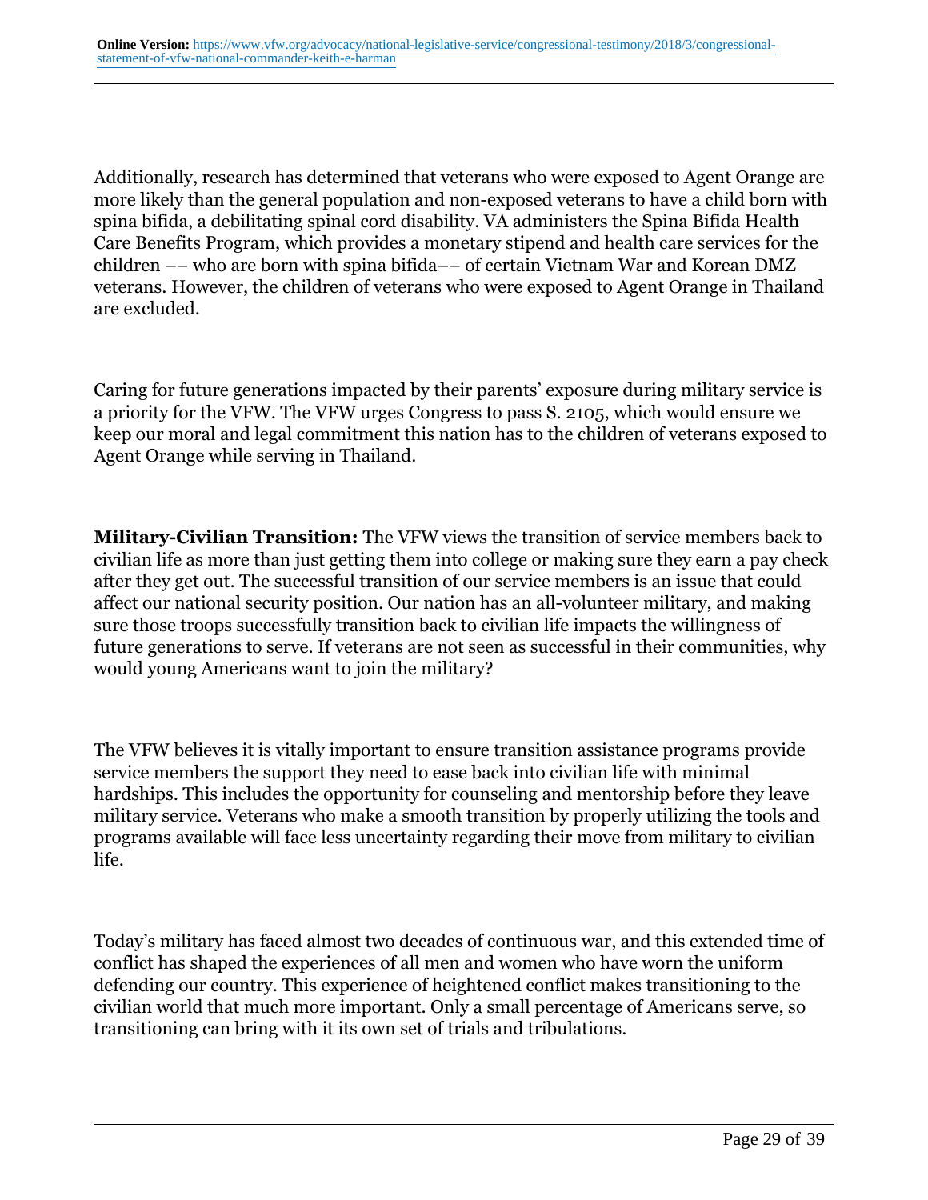Additionally, research has determined that veterans who were exposed to Agent Orange are more likely than the general population and non-exposed veterans to have a child born with spina bifida, a debilitating spinal cord disability. VA administers the Spina Bifida Health Care Benefits Program, which provides a monetary stipend and health care services for the children –– who are born with spina bifida–– of certain Vietnam War and Korean DMZ veterans. However, the children of veterans who were exposed to Agent Orange in Thailand are excluded.

Caring for future generations impacted by their parents' exposure during military service is a priority for the VFW. The VFW urges Congress to pass S. 2105, which would ensure we keep our moral and legal commitment this nation has to the children of veterans exposed to Agent Orange while serving in Thailand.

**Military-Civilian Transition:** The VFW views the transition of service members back to civilian life as more than just getting them into college or making sure they earn a pay check after they get out. The successful transition of our service members is an issue that could affect our national security position. Our nation has an all-volunteer military, and making sure those troops successfully transition back to civilian life impacts the willingness of future generations to serve. If veterans are not seen as successful in their communities, why would young Americans want to join the military?

The VFW believes it is vitally important to ensure transition assistance programs provide service members the support they need to ease back into civilian life with minimal hardships. This includes the opportunity for counseling and mentorship before they leave military service. Veterans who make a smooth transition by properly utilizing the tools and programs available will face less uncertainty regarding their move from military to civilian life.

Today's military has faced almost two decades of continuous war, and this extended time of conflict has shaped the experiences of all men and women who have worn the uniform defending our country. This experience of heightened conflict makes transitioning to the civilian world that much more important. Only a small percentage of Americans serve, so transitioning can bring with it its own set of trials and tribulations.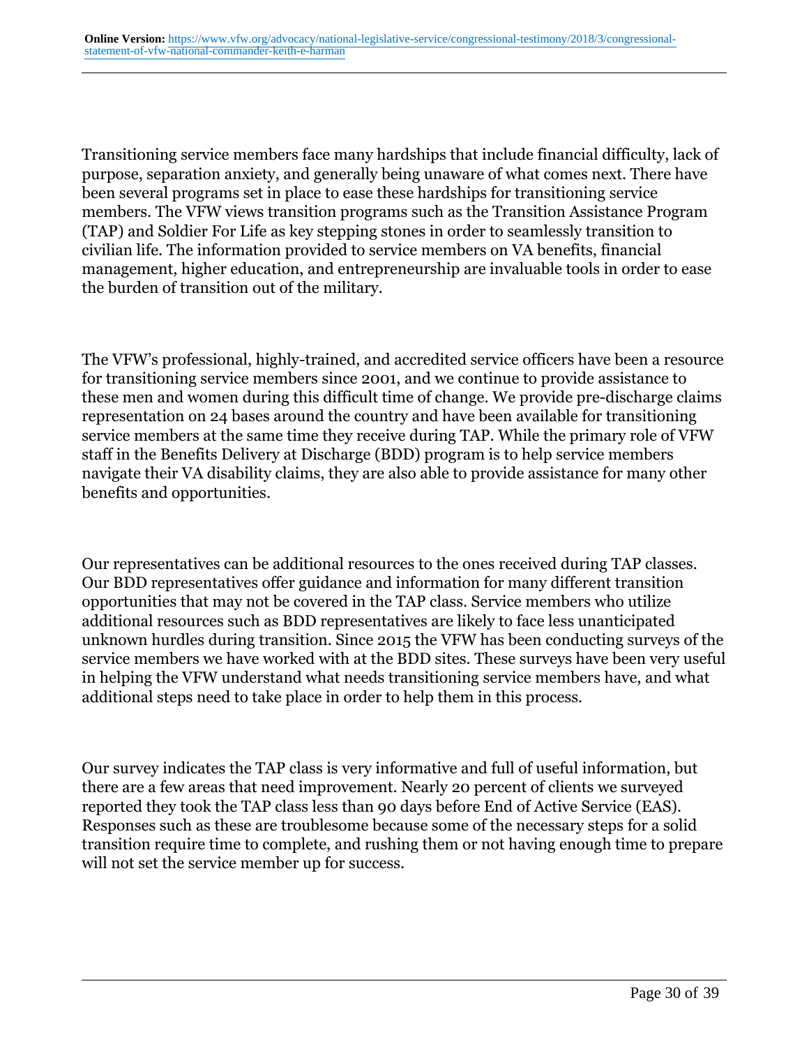Transitioning service members face many hardships that include financial difficulty, lack of purpose, separation anxiety, and generally being unaware of what comes next. There have been several programs set in place to ease these hardships for transitioning service members. The VFW views transition programs such as the Transition Assistance Program (TAP) and Soldier For Life as key stepping stones in order to seamlessly transition to civilian life. The information provided to service members on VA benefits, financial management, higher education, and entrepreneurship are invaluable tools in order to ease the burden of transition out of the military.

The VFW's professional, highly-trained, and accredited service officers have been a resource for transitioning service members since 2001, and we continue to provide assistance to these men and women during this difficult time of change. We provide pre-discharge claims representation on 24 bases around the country and have been available for transitioning service members at the same time they receive during TAP. While the primary role of VFW staff in the Benefits Delivery at Discharge (BDD) program is to help service members navigate their VA disability claims, they are also able to provide assistance for many other benefits and opportunities.

Our representatives can be additional resources to the ones received during TAP classes. Our BDD representatives offer guidance and information for many different transition opportunities that may not be covered in the TAP class. Service members who utilize additional resources such as BDD representatives are likely to face less unanticipated unknown hurdles during transition. Since 2015 the VFW has been conducting surveys of the service members we have worked with at the BDD sites. These surveys have been very useful in helping the VFW understand what needs transitioning service members have, and what additional steps need to take place in order to help them in this process.

Our survey indicates the TAP class is very informative and full of useful information, but there are a few areas that need improvement. Nearly 20 percent of clients we surveyed reported they took the TAP class less than 90 days before End of Active Service (EAS). Responses such as these are troublesome because some of the necessary steps for a solid transition require time to complete, and rushing them or not having enough time to prepare will not set the service member up for success.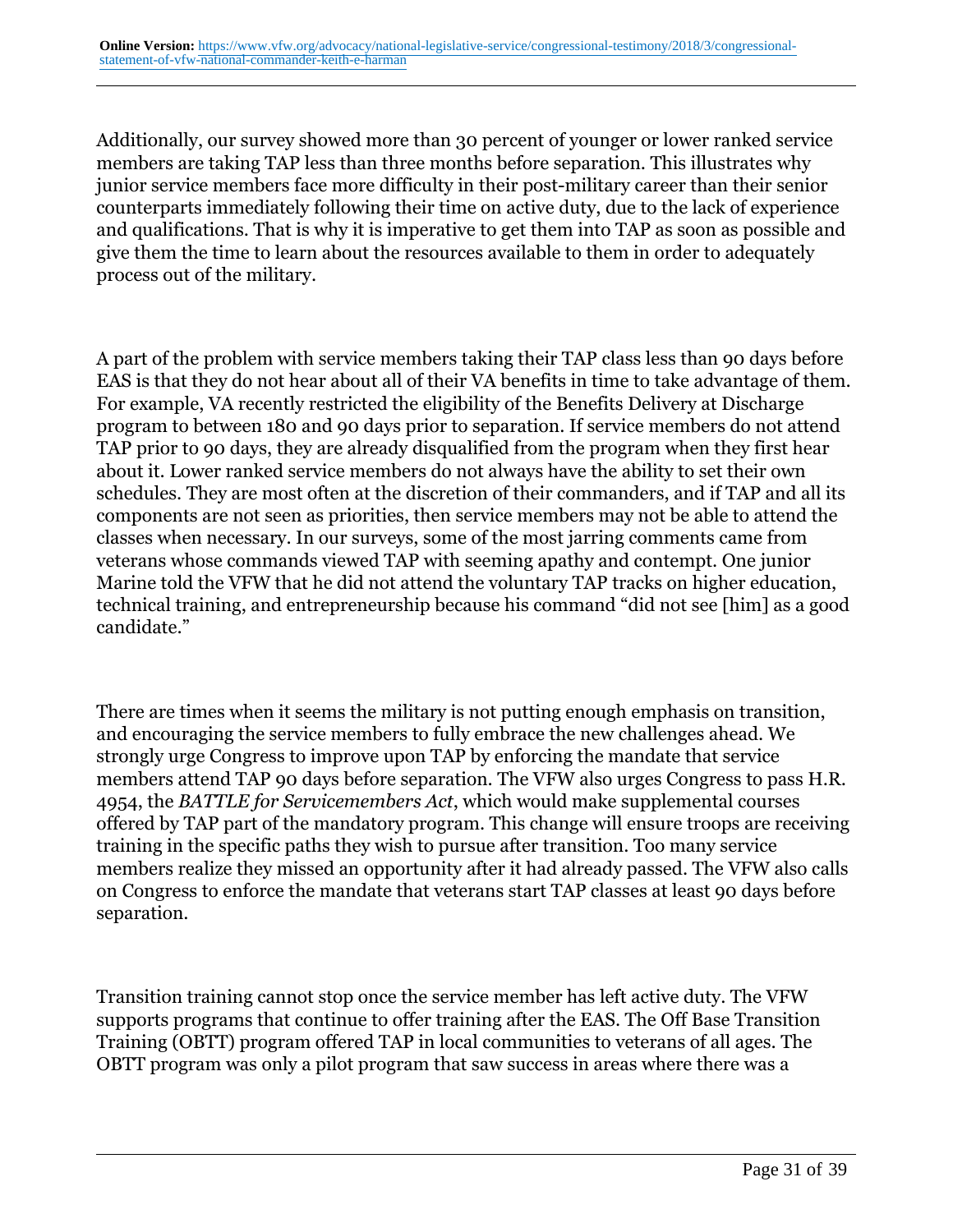Additionally, our survey showed more than 30 percent of younger or lower ranked service members are taking TAP less than three months before separation. This illustrates why junior service members face more difficulty in their post-military career than their senior counterparts immediately following their time on active duty, due to the lack of experience and qualifications. That is why it is imperative to get them into TAP as soon as possible and give them the time to learn about the resources available to them in order to adequately process out of the military.

A part of the problem with service members taking their TAP class less than 90 days before EAS is that they do not hear about all of their VA benefits in time to take advantage of them. For example, VA recently restricted the eligibility of the Benefits Delivery at Discharge program to between 180 and 90 days prior to separation. If service members do not attend TAP prior to 90 days, they are already disqualified from the program when they first hear about it. Lower ranked service members do not always have the ability to set their own schedules. They are most often at the discretion of their commanders, and if TAP and all its components are not seen as priorities, then service members may not be able to attend the classes when necessary. In our surveys, some of the most jarring comments came from veterans whose commands viewed TAP with seeming apathy and contempt. One junior Marine told the VFW that he did not attend the voluntary TAP tracks on higher education, technical training, and entrepreneurship because his command "did not see [him] as a good candidate."

There are times when it seems the military is not putting enough emphasis on transition, and encouraging the service members to fully embrace the new challenges ahead. We strongly urge Congress to improve upon TAP by enforcing the mandate that service members attend TAP 90 days before separation. The VFW also urges Congress to pass H.R. 4954, the *BATTLE for Servicemembers Act*, which would make supplemental courses offered by TAP part of the mandatory program. This change will ensure troops are receiving training in the specific paths they wish to pursue after transition. Too many service members realize they missed an opportunity after it had already passed. The VFW also calls on Congress to enforce the mandate that veterans start TAP classes at least 90 days before separation.

Transition training cannot stop once the service member has left active duty. The VFW supports programs that continue to offer training after the EAS. The Off Base Transition Training (OBTT) program offered TAP in local communities to veterans of all ages. The OBTT program was only a pilot program that saw success in areas where there was a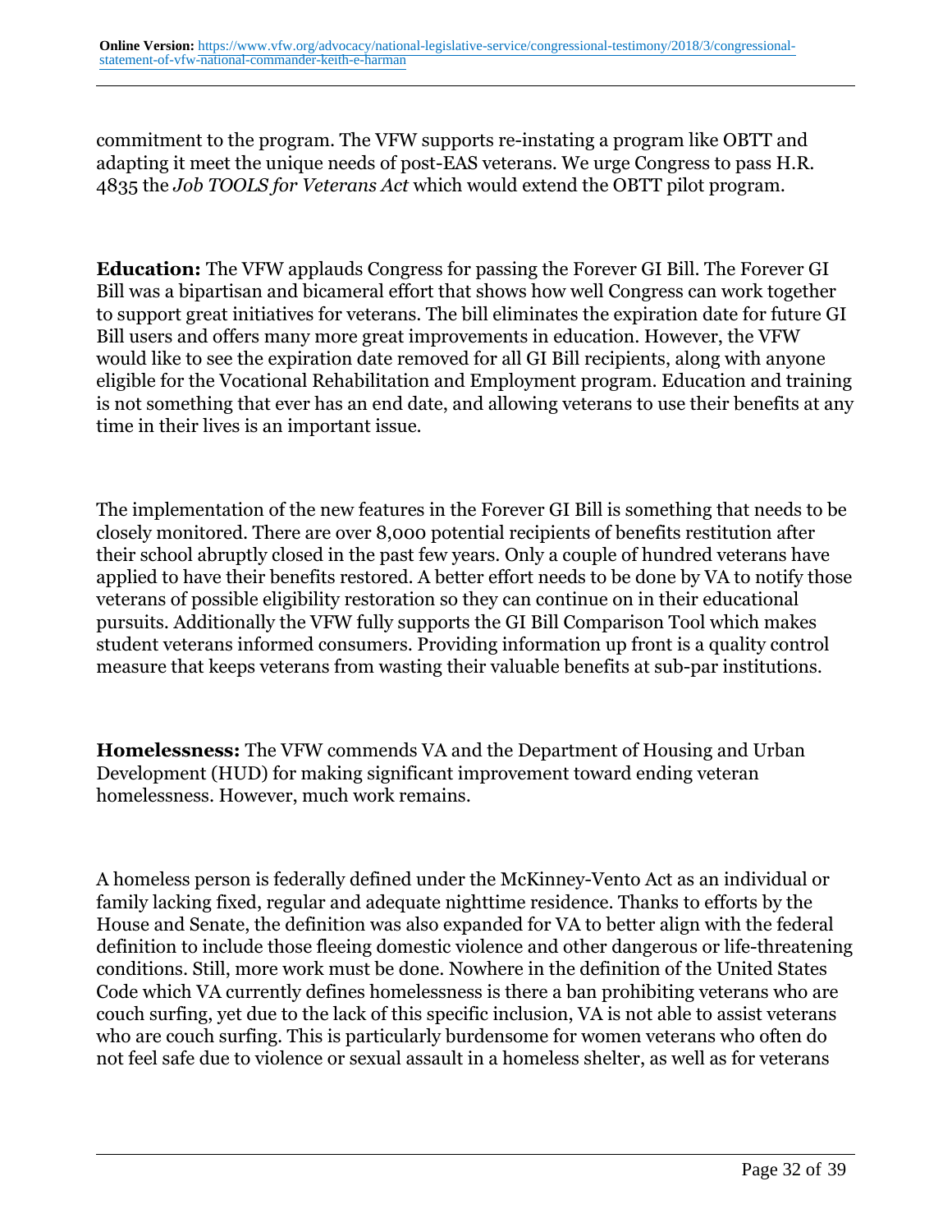commitment to the program. The VFW supports re-instating a program like OBTT and adapting it meet the unique needs of post-EAS veterans. We urge Congress to pass H.R. 4835 the *Job TOOLS for Veterans Act* which would extend the OBTT pilot program.

**Education:** The VFW applauds Congress for passing the Forever GI Bill. The Forever GI Bill was a bipartisan and bicameral effort that shows how well Congress can work together to support great initiatives for veterans. The bill eliminates the expiration date for future GI Bill users and offers many more great improvements in education. However, the VFW would like to see the expiration date removed for all GI Bill recipients, along with anyone eligible for the Vocational Rehabilitation and Employment program. Education and training is not something that ever has an end date, and allowing veterans to use their benefits at any time in their lives is an important issue.

The implementation of the new features in the Forever GI Bill is something that needs to be closely monitored. There are over 8,000 potential recipients of benefits restitution after their school abruptly closed in the past few years. Only a couple of hundred veterans have applied to have their benefits restored. A better effort needs to be done by VA to notify those veterans of possible eligibility restoration so they can continue on in their educational pursuits. Additionally the VFW fully supports the GI Bill Comparison Tool which makes student veterans informed consumers. Providing information up front is a quality control measure that keeps veterans from wasting their valuable benefits at sub-par institutions.

**Homelessness:** The VFW commends VA and the Department of Housing and Urban Development (HUD) for making significant improvement toward ending veteran homelessness. However, much work remains.

A homeless person is federally defined under the McKinney-Vento Act as an individual or family lacking fixed, regular and adequate nighttime residence. Thanks to efforts by the House and Senate, the definition was also expanded for VA to better align with the federal definition to include those fleeing domestic violence and other dangerous or life-threatening conditions. Still, more work must be done. Nowhere in the definition of the United States Code which VA currently defines homelessness is there a ban prohibiting veterans who are couch surfing, yet due to the lack of this specific inclusion, VA is not able to assist veterans who are couch surfing. This is particularly burdensome for women veterans who often do not feel safe due to violence or sexual assault in a homeless shelter, as well as for veterans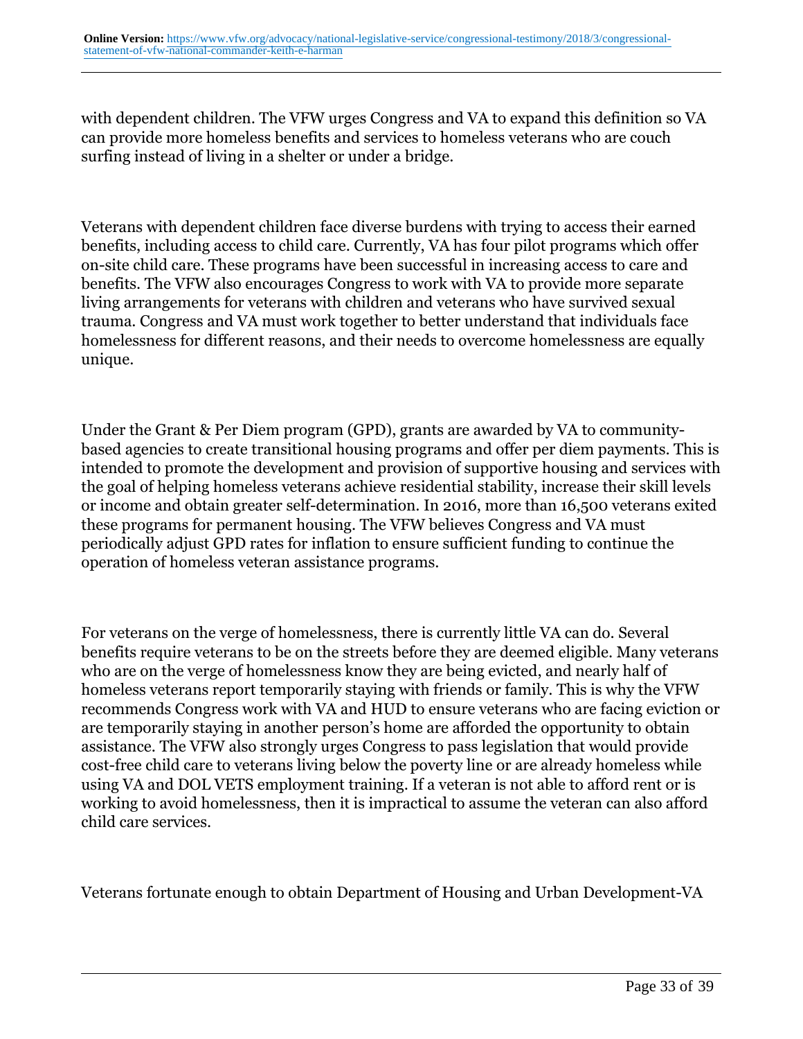with dependent children. The VFW urges Congress and VA to expand this definition so VA can provide more homeless benefits and services to homeless veterans who are couch surfing instead of living in a shelter or under a bridge.

Veterans with dependent children face diverse burdens with trying to access their earned benefits, including access to child care. Currently, VA has four pilot programs which offer on-site child care. These programs have been successful in increasing access to care and benefits. The VFW also encourages Congress to work with VA to provide more separate living arrangements for veterans with children and veterans who have survived sexual trauma. Congress and VA must work together to better understand that individuals face homelessness for different reasons, and their needs to overcome homelessness are equally unique.

Under the Grant & Per Diem program (GPD), grants are awarded by VA to community-based agencies to create transitional housing programs and offer per diem payments. This is intended to promote the development and provision of supportive housing and services with the goal of helping homeless veterans achieve residential stability, increase their skill levels or income and obtain greater self-determination. In 2016, more than 16,500 veterans exited these programs for permanent housing. The VFW believes Congress and VA must periodically adjust GPD rates for inflation to ensure sufficient funding to continue the operation of homeless veteran assistance programs.

For veterans on the verge of homelessness, there is currently little VA can do. Several benefits require veterans to be on the streets before they are deemed eligible. Many veterans who are on the verge of homelessness know they are being evicted, and nearly half of homeless veterans report temporarily staying with friends or family. This is why the VFW recommends Congress work with VA and HUD to ensure veterans who are facing eviction or are temporarily staying in another person's home are afforded the opportunity to obtain assistance. The VFW also strongly urges Congress to pass legislation that would provide cost-free child care to veterans living below the poverty line or are already homeless while using VA and DOL VETS employment training. If a veteran is not able to afford rent or is working to avoid homelessness, then it is impractical to assume the veteran can also afford child care services.

Veterans fortunate enough to obtain Department of Housing and Urban Development-VA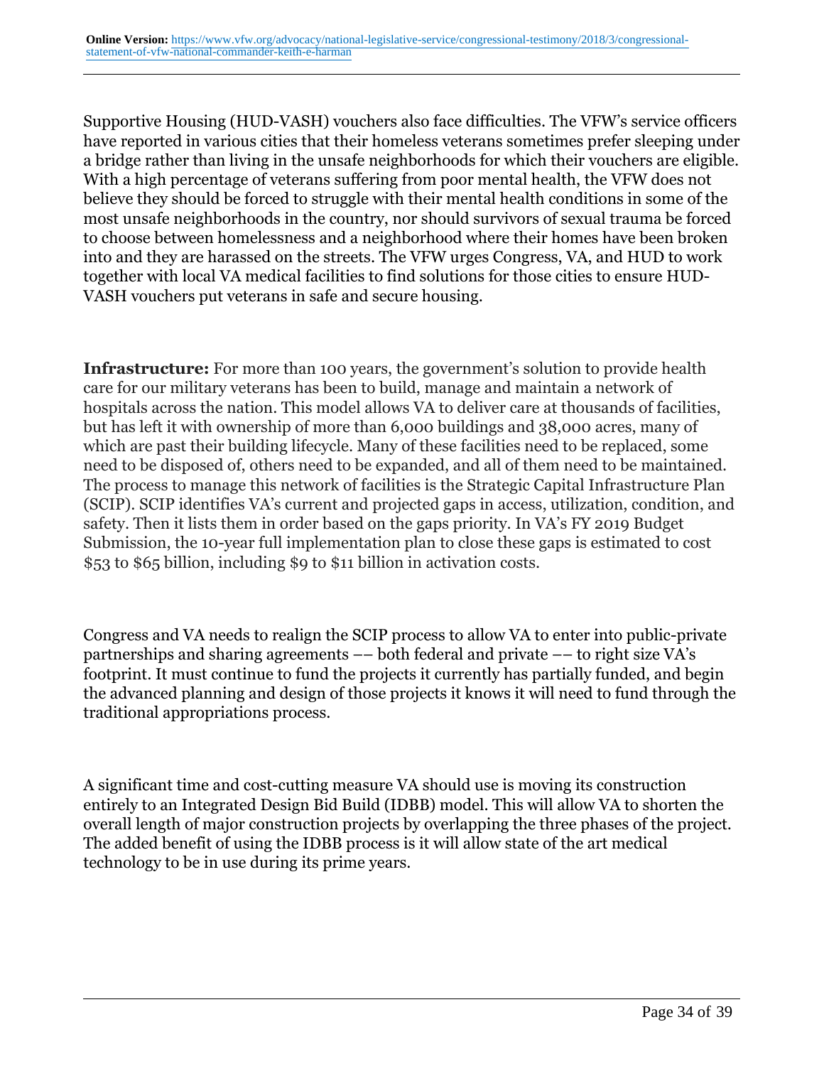Supportive Housing (HUD-VASH) vouchers also face difficulties. The VFW's service officers have reported in various cities that their homeless veterans sometimes prefer sleeping under a bridge rather than living in the unsafe neighborhoods for which their vouchers are eligible. With a high percentage of veterans suffering from poor mental health, the VFW does not believe they should be forced to struggle with their mental health conditions in some of the most unsafe neighborhoods in the country, nor should survivors of sexual trauma be forced to choose between homelessness and a neighborhood where their homes have been broken into and they are harassed on the streets. The VFW urges Congress, VA, and HUD to work together with local VA medical facilities to find solutions for those cities to ensure HUD-VASH vouchers put veterans in safe and secure housing.

**Infrastructure:** For more than 100 years, the government's solution to provide health care for our military veterans has been to build, manage and maintain a network of hospitals across the nation. This model allows VA to deliver care at thousands of facilities, but has left it with ownership of more than 6,000 buildings and 38,000 acres, many of which are past their building lifecycle. Many of these facilities need to be replaced, some need to be disposed of, others need to be expanded, and all of them need to be maintained. The process to manage this network of facilities is the Strategic Capital Infrastructure Plan (SCIP). SCIP identifies VA's current and projected gaps in access, utilization, condition, and safety. Then it lists them in order based on the gaps priority. In VA's FY 2019 Budget Submission, the 10-year full implementation plan to close these gaps is estimated to cost $53 to $65 billion, including $9 to $11 billion in activation costs.

Congress and VA needs to realign the SCIP process to allow VA to enter into public-private partnerships and sharing agreements –– both federal and private –– to right size VA's footprint. It must continue to fund the projects it currently has partially funded, and begin the advanced planning and design of those projects it knows it will need to fund through the traditional appropriations process.

A significant time and cost-cutting measure VA should use is moving its construction entirely to an Integrated Design Bid Build (IDBB) model. This will allow VA to shorten the overall length of major construction projects by overlapping the three phases of the project. The added benefit of using the IDBB process is it will allow state of the art medical technology to be in use during its prime years.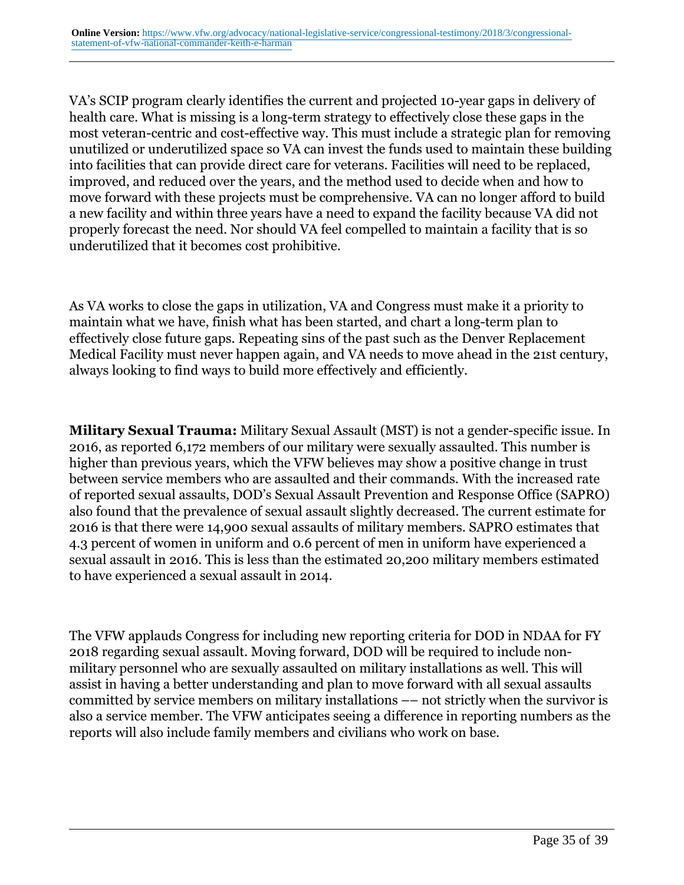VA's SCIP program clearly identifies the current and projected 10-year gaps in delivery of health care. What is missing is a long-term strategy to effectively close these gaps in the most veteran-centric and cost-effective way. This must include a strategic plan for removing unutilized or underutilized space so VA can invest the funds used to maintain these building into facilities that can provide direct care for veterans. Facilities will need to be replaced, improved, and reduced over the years, and the method used to decide when and how to move forward with these projects must be comprehensive. VA can no longer afford to build a new facility and within three years have a need to expand the facility because VA did not properly forecast the need. Nor should VA feel compelled to maintain a facility that is so underutilized that it becomes cost prohibitive.

As VA works to close the gaps in utilization, VA and Congress must make it a priority to maintain what we have, finish what has been started, and chart a long-term plan to effectively close future gaps. Repeating sins of the past such as the Denver Replacement Medical Facility must never happen again, and VA needs to move ahead in the 21st century, always looking to find ways to build more effectively and efficiently.

**Military Sexual Trauma:** Military Sexual Assault (MST) is not a gender-specific issue. In 2016, as reported 6,172 members of our military were sexually assaulted. This number is higher than previous years, which the VFW believes may show a positive change in trust between service members who are assaulted and their commands. With the increased rate of reported sexual assaults, DOD's Sexual Assault Prevention and Response Office (SAPRO) also found that the prevalence of sexual assault slightly decreased. The current estimate for 2016 is that there were 14,900 sexual assaults of military members. SAPRO estimates that 4.3 percent of women in uniform and 0.6 percent of men in uniform have experienced a sexual assault in 2016. This is less than the estimated 20,200 military members estimated to have experienced a sexual assault in 2014.

The VFW applauds Congress for including new reporting criteria for DOD in NDAA for FY 2018 regarding sexual assault. Moving forward, DOD will be required to include non-military personnel who are sexually assaulted on military installations as well. This will assist in having a better understanding and plan to move forward with all sexual assaults committed by service members on military installations –– not strictly when the survivor is also a service member. The VFW anticipates seeing a difference in reporting numbers as the reports will also include family members and civilians who work on base.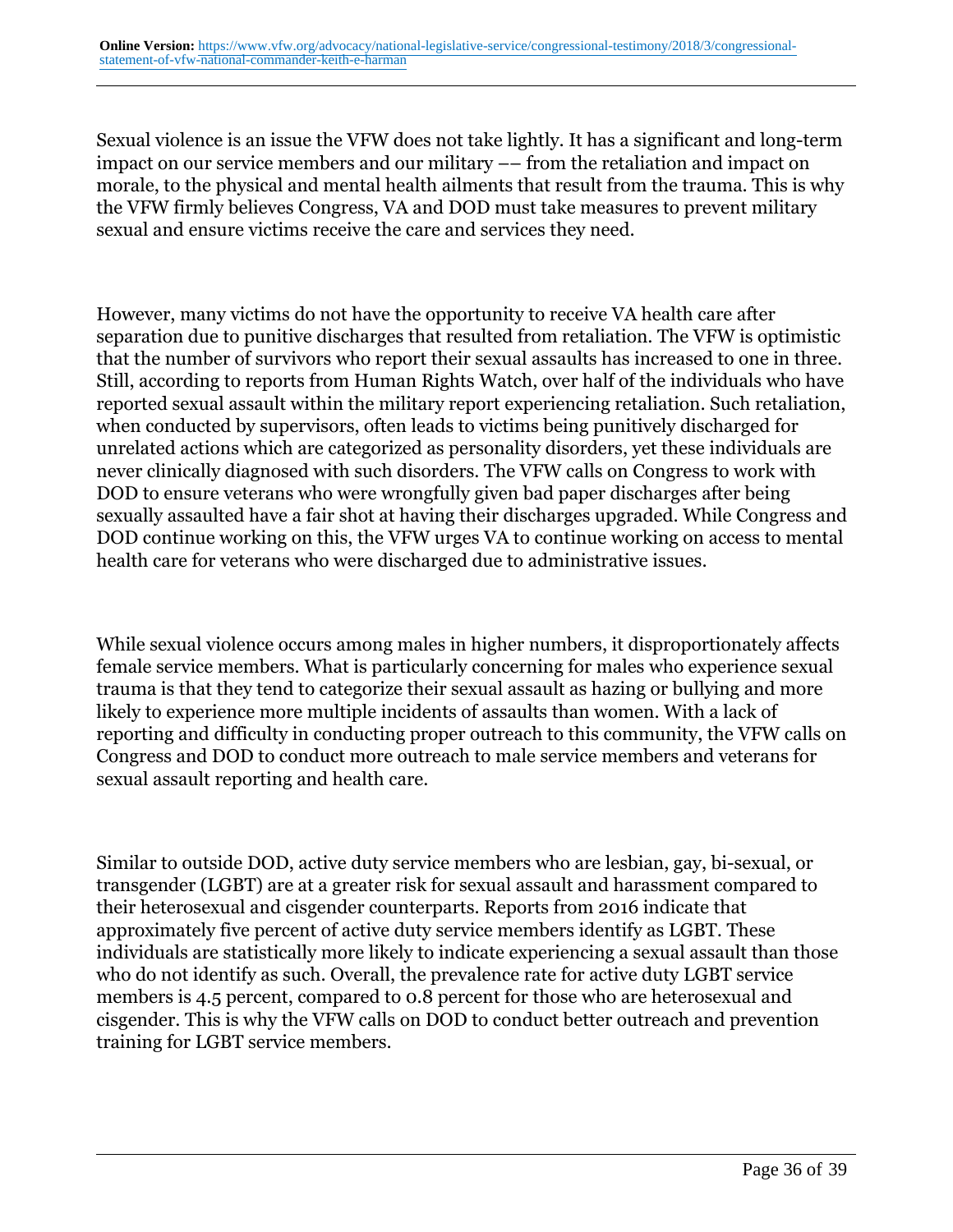Sexual violence is an issue the VFW does not take lightly. It has a significant and long-term impact on our service members and our military –– from the retaliation and impact on morale, to the physical and mental health ailments that result from the trauma. This is why the VFW firmly believes Congress, VA and DOD must take measures to prevent military sexual and ensure victims receive the care and services they need.

However, many victims do not have the opportunity to receive VA health care after separation due to punitive discharges that resulted from retaliation. The VFW is optimistic that the number of survivors who report their sexual assaults has increased to one in three. Still, according to reports from Human Rights Watch, over half of the individuals who have reported sexual assault within the military report experiencing retaliation. Such retaliation, when conducted by supervisors, often leads to victims being punitively discharged for unrelated actions which are categorized as personality disorders, yet these individuals are never clinically diagnosed with such disorders. The VFW calls on Congress to work with DOD to ensure veterans who were wrongfully given bad paper discharges after being sexually assaulted have a fair shot at having their discharges upgraded. While Congress and DOD continue working on this, the VFW urges VA to continue working on access to mental health care for veterans who were discharged due to administrative issues.

While sexual violence occurs among males in higher numbers, it disproportionately affects female service members. What is particularly concerning for males who experience sexual trauma is that they tend to categorize their sexual assault as hazing or bullying and more likely to experience more multiple incidents of assaults than women. With a lack of reporting and difficulty in conducting proper outreach to this community, the VFW calls on Congress and DOD to conduct more outreach to male service members and veterans for sexual assault reporting and health care.

Similar to outside DOD, active duty service members who are lesbian, gay, bi-sexual, or transgender (LGBT) are at a greater risk for sexual assault and harassment compared to their heterosexual and cisgender counterparts. Reports from 2016 indicate that approximately five percent of active duty service members identify as LGBT. These individuals are statistically more likely to indicate experiencing a sexual assault than those who do not identify as such. Overall, the prevalence rate for active duty LGBT service members is 4.5 percent, compared to 0.8 percent for those who are heterosexual and cisgender. This is why the VFW calls on DOD to conduct better outreach and prevention training for LGBT service members.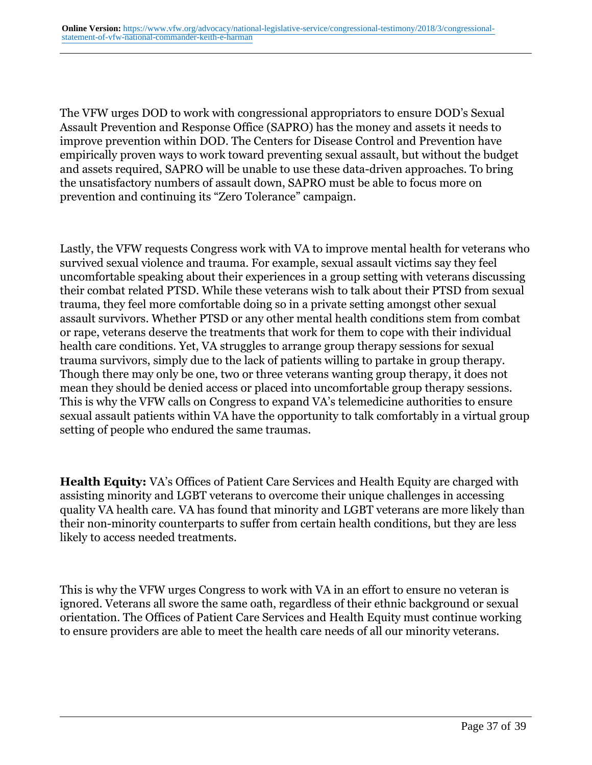The VFW urges DOD to work with congressional appropriators to ensure DOD's Sexual Assault Prevention and Response Office (SAPRO) has the money and assets it needs to improve prevention within DOD. The Centers for Disease Control and Prevention have empirically proven ways to work toward preventing sexual assault, but without the budget and assets required, SAPRO will be unable to use these data-driven approaches. To bring the unsatisfactory numbers of assault down, SAPRO must be able to focus more on prevention and continuing its "Zero Tolerance" campaign.

Lastly, the VFW requests Congress work with VA to improve mental health for veterans who survived sexual violence and trauma. For example, sexual assault victims say they feel uncomfortable speaking about their experiences in a group setting with veterans discussing their combat related PTSD. While these veterans wish to talk about their PTSD from sexual trauma, they feel more comfortable doing so in a private setting amongst other sexual assault survivors. Whether PTSD or any other mental health conditions stem from combat or rape, veterans deserve the treatments that work for them to cope with their individual health care conditions. Yet, VA struggles to arrange group therapy sessions for sexual trauma survivors, simply due to the lack of patients willing to partake in group therapy. Though there may only be one, two or three veterans wanting group therapy, it does not mean they should be denied access or placed into uncomfortable group therapy sessions. This is why the VFW calls on Congress to expand VA's telemedicine authorities to ensure sexual assault patients within VA have the opportunity to talk comfortably in a virtual group setting of people who endured the same traumas.

**Health Equity:** VA's Offices of Patient Care Services and Health Equity are charged with assisting minority and LGBT veterans to overcome their unique challenges in accessing quality VA health care. VA has found that minority and LGBT veterans are more likely than their non-minority counterparts to suffer from certain health conditions, but they are less likely to access needed treatments.

This is why the VFW urges Congress to work with VA in an effort to ensure no veteran is ignored. Veterans all swore the same oath, regardless of their ethnic background or sexual orientation. The Offices of Patient Care Services and Health Equity must continue working to ensure providers are able to meet the health care needs of all our minority veterans.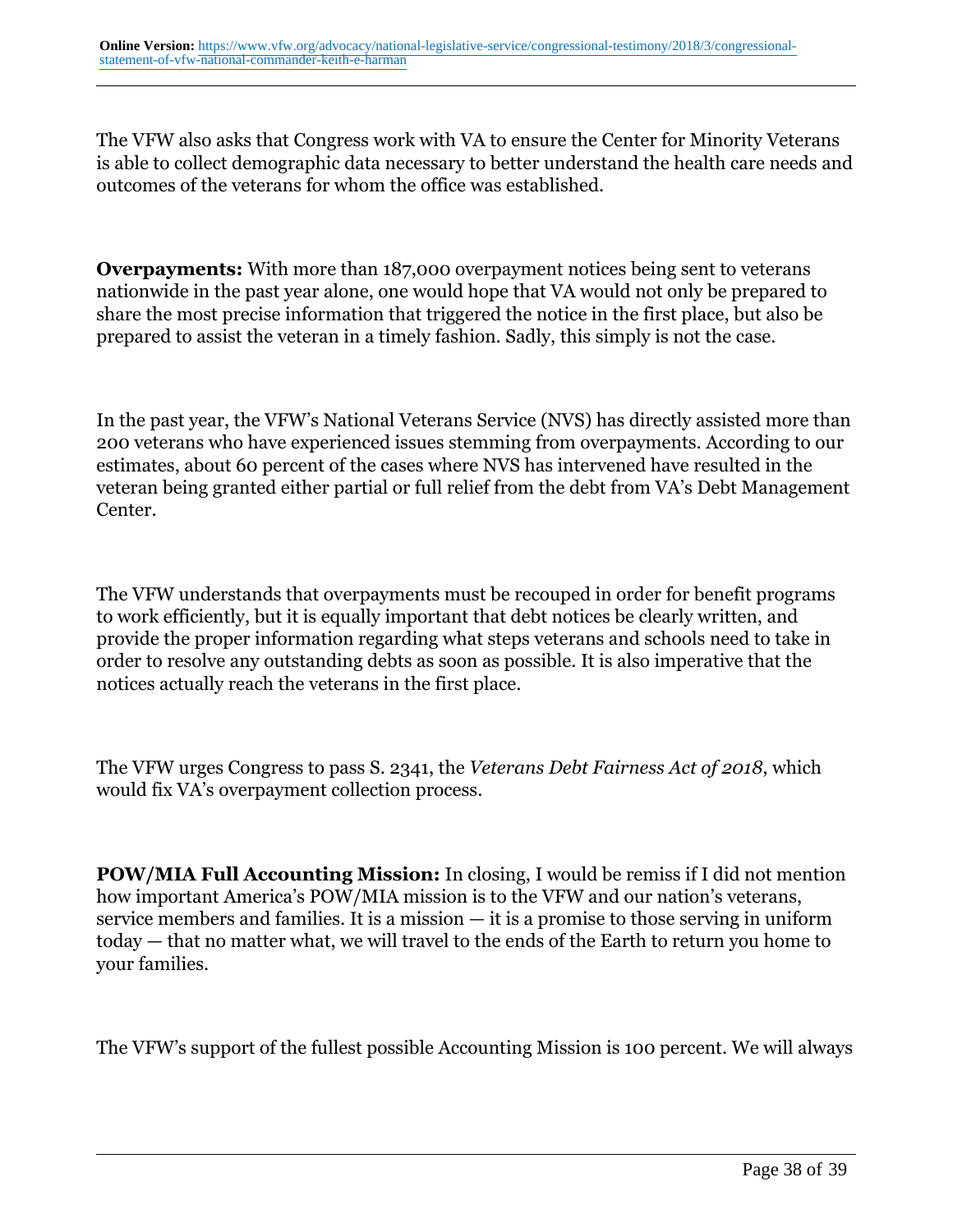The VFW also asks that Congress work with VA to ensure the Center for Minority Veterans is able to collect demographic data necessary to better understand the health care needs and outcomes of the veterans for whom the office was established.

**Overpayments:** With more than 187,000 overpayment notices being sent to veterans nationwide in the past year alone, one would hope that VA would not only be prepared to share the most precise information that triggered the notice in the first place, but also be prepared to assist the veteran in a timely fashion. Sadly, this simply is not the case.

In the past year, the VFW's National Veterans Service (NVS) has directly assisted more than 200 veterans who have experienced issues stemming from overpayments. According to our estimates, about 60 percent of the cases where NVS has intervened have resulted in the veteran being granted either partial or full relief from the debt from VA's Debt Management Center.

The VFW understands that overpayments must be recouped in order for benefit programs to work efficiently, but it is equally important that debt notices be clearly written, and provide the proper information regarding what steps veterans and schools need to take in order to resolve any outstanding debts as soon as possible. It is also imperative that the notices actually reach the veterans in the first place.

The VFW urges Congress to pass S. 2341, the *Veterans Debt Fairness Act of 2018*, which would fix VA's overpayment collection process.

**POW/MIA Full Accounting Mission:** In closing, I would be remiss if I did not mention how important America's POW/MIA mission is to the VFW and our nation's veterans, service members and families. It is a mission — it is a promise to those serving in uniform today — that no matter what, we will travel to the ends of the Earth to return you home to your families.

The VFW's support of the fullest possible Accounting Mission is 100 percent. We will always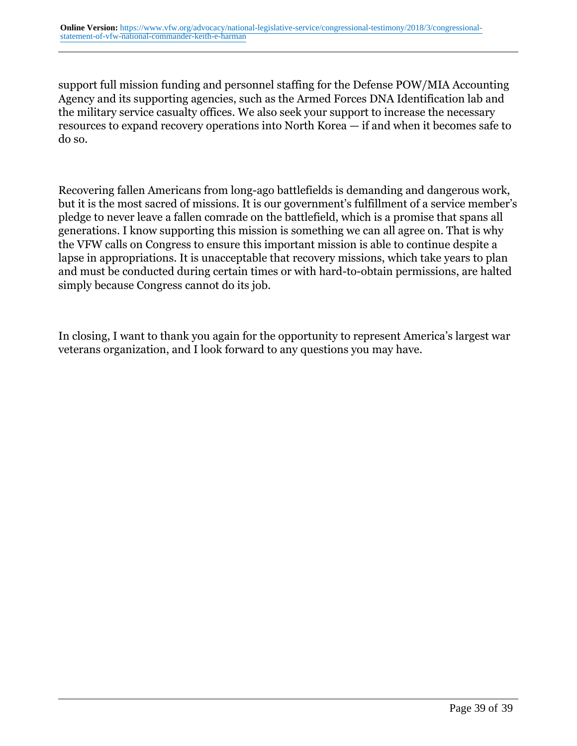support full mission funding and personnel staffing for the Defense POW/MIA Accounting Agency and its supporting agencies, such as the Armed Forces DNA Identification lab and the military service casualty offices. We also seek your support to increase the necessary resources to expand recovery operations into North Korea — if and when it becomes safe to do so.

Recovering fallen Americans from long-ago battlefields is demanding and dangerous work, but it is the most sacred of missions. It is our government's fulfillment of a service member's pledge to never leave a fallen comrade on the battlefield, which is a promise that spans all generations. I know supporting this mission is something we can all agree on. That is why the VFW calls on Congress to ensure this important mission is able to continue despite a lapse in appropriations. It is unacceptable that recovery missions, which take years to plan and must be conducted during certain times or with hard-to-obtain permissions, are halted simply because Congress cannot do its job.

In closing, I want to thank you again for the opportunity to represent America's largest war veterans organization, and I look forward to any questions you may have.